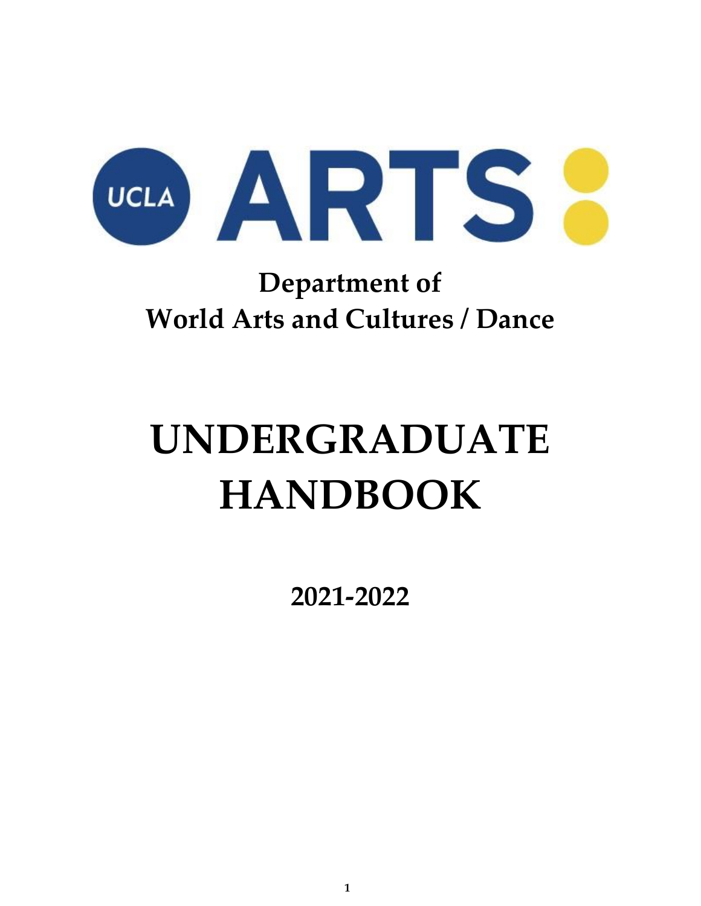UCLA ARTS

## Department of World Arts and Cultures / Dance

# UNDERGRADUATE HANDBOOK

## 2021-2022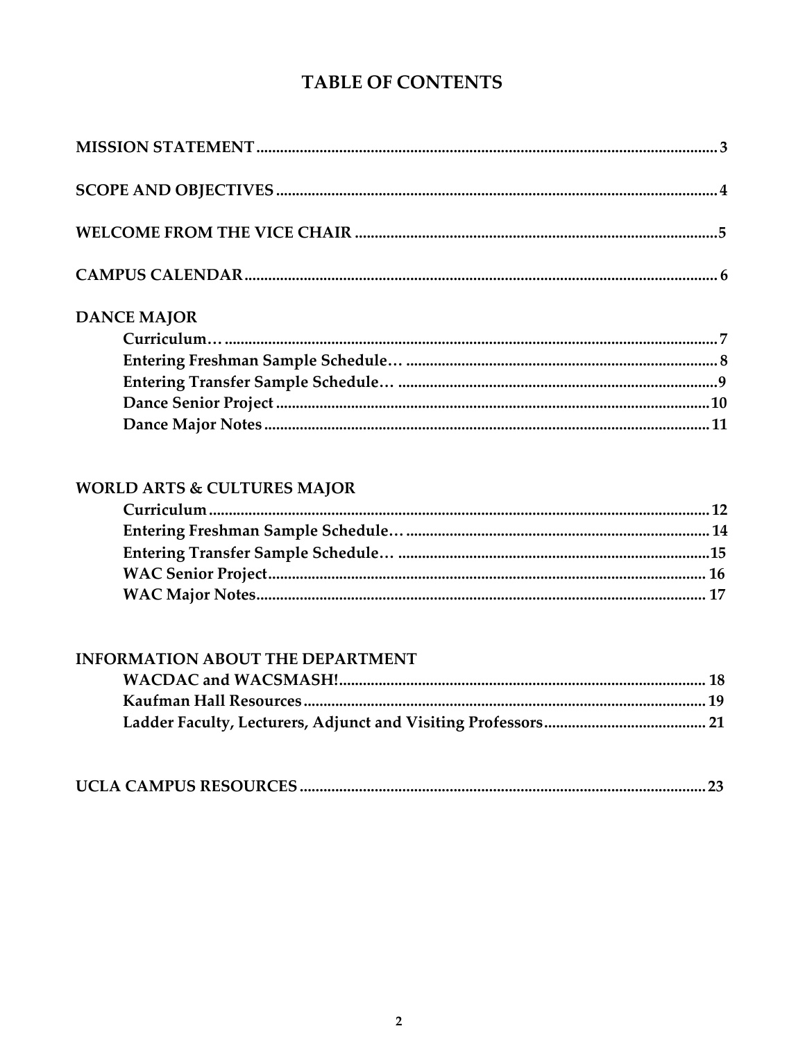# TABLE OF CONTENTS

**MISSION STATEMENT** ........................................................................ 3

**SCOPE AND OBJECTIVES** .................................................................... 4

**WELCOME FROM THE VICE CHAIR** ................................................... 5

**CAMPUS CALENDAR** ......................................................................... 6

**DANCE MAJOR**

- **Curriculum…** ........................................................................ 7
- **Entering Freshman Sample Schedule…** ........................................ 8
- **Entering Transfer Sample Schedule…** .......................................... 9
- **Dance Senior Project** ............................................................. 10
- **Dance Major Notes** ................................................................ 11

**WORLD ARTS & CULTURES MAJOR**

- **Curriculum** .......................................................................... 12
- **Entering Freshman Sample Schedule…** ........................................ 14
- **Entering Transfer Sample Schedule…** .......................................... 15
- **WAC Senior Project** ................................................................ 16
- **WAC Major Notes** ................................................................... 17

**INFORMATION ABOUT THE DEPARTMENT**

- **WACDAC and WACSMASH!** ........................................................ 18
- **Kaufman Hall Resources** .......................................................... 19
- **Ladder Faculty, Lecturers, Adjunct and Visiting Professors** ............. 21

**UCLA CAMPUS RESOURCES** ............................................................. 23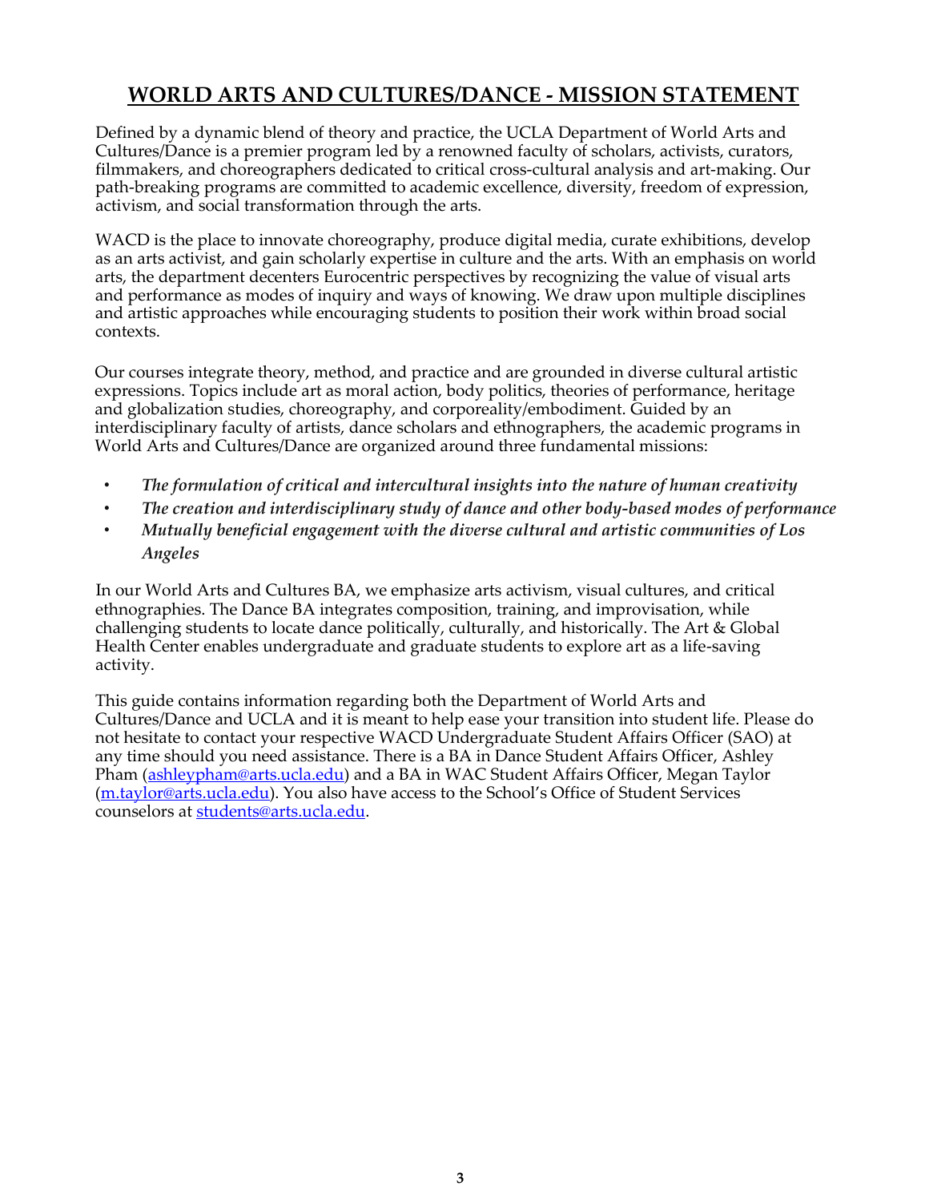# WORLD ARTS AND CULTURES/DANCE - MISSION STATEMENT

Defined by a dynamic blend of theory and practice, the UCLA Department of World Arts and Cultures/Dance is a premier program led by a renowned faculty of scholars, activists, curators, filmmakers, and choreographers dedicated to critical cross-cultural analysis and art-making. Our path-breaking programs are committed to academic excellence, diversity, freedom of expression, activism, and social transformation through the arts.

WACD is the place to innovate choreography, produce digital media, curate exhibitions, develop as an arts activist, and gain scholarly expertise in culture and the arts. With an emphasis on world arts, the department decenters Eurocentric perspectives by recognizing the value of visual arts and performance as modes of inquiry and ways of knowing. We draw upon multiple disciplines and artistic approaches while encouraging students to position their work within broad social contexts.

Our courses integrate theory, method, and practice and are grounded in diverse cultural artistic expressions. Topics include art as moral action, body politics, theories of performance, heritage and globalization studies, choreography, and corporeality/embodiment. Guided by an interdisciplinary faculty of artists, dance scholars and ethnographers, the academic programs in World Arts and Cultures/Dance are organized around three fundamental missions:

- *The formulation of critical and intercultural insights into the nature of human creativity*
- *The creation and interdisciplinary study of dance and other body-based modes of performance*
- *Mutually beneficial engagement with the diverse cultural and artistic communities of Los Angeles*

In our World Arts and Cultures BA, we emphasize arts activism, visual cultures, and critical ethnographies. The Dance BA integrates composition, training, and improvisation, while challenging students to locate dance politically, culturally, and historically. The Art & Global Health Center enables undergraduate and graduate students to explore art as a life-saving activity.

This guide contains information regarding both the Department of World Arts and Cultures/Dance and UCLA and it is meant to help ease your transition into student life. Please do not hesitate to contact your respective WACD Undergraduate Student Affairs Officer (SAO) at any time should you need assistance. There is a BA in Dance Student Affairs Officer, Ashley Pham (ashleypham@arts.ucla.edu) and a BA in WAC Student Affairs Officer, Megan Taylor (m.taylor@arts.ucla.edu). You also have access to the School's Office of Student Services counselors at students@arts.ucla.edu.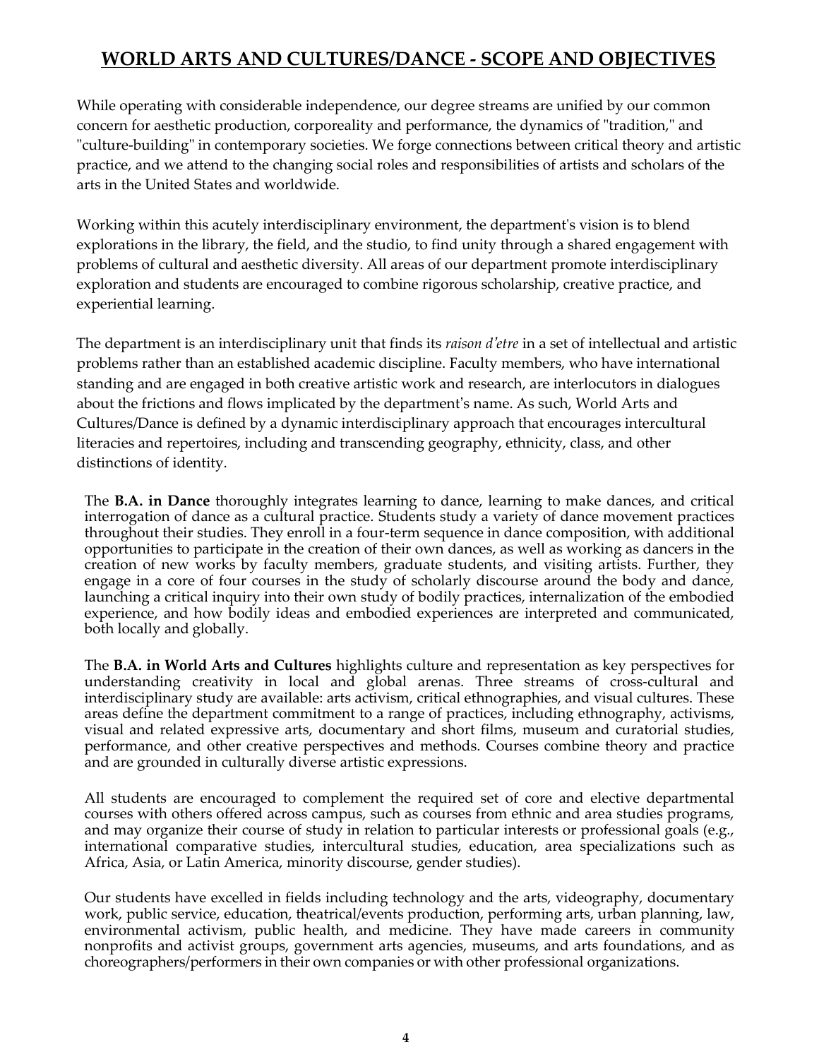# WORLD ARTS AND CULTURES/DANCE - SCOPE AND OBJECTIVES

While operating with considerable independence, our degree streams are unified by our common concern for aesthetic production, corporeality and performance, the dynamics of "tradition," and "culture-building" in contemporary societies. We forge connections between critical theory and artistic practice, and we attend to the changing social roles and responsibilities of artists and scholars of the arts in the United States and worldwide.

Working within this acutely interdisciplinary environment, the department's vision is to blend explorations in the library, the field, and the studio, to find unity through a shared engagement with problems of cultural and aesthetic diversity. All areas of our department promote interdisciplinary exploration and students are encouraged to combine rigorous scholarship, creative practice, and experiential learning.

The department is an interdisciplinary unit that finds its *raison d'etre* in a set of intellectual and artistic problems rather than an established academic discipline. Faculty members, who have international standing and are engaged in both creative artistic work and research, are interlocutors in dialogues about the frictions and flows implicated by the department's name. As such, World Arts and Cultures/Dance is defined by a dynamic interdisciplinary approach that encourages intercultural literacies and repertoires, including and transcending geography, ethnicity, class, and other distinctions of identity.

The **B.A. in Dance** thoroughly integrates learning to dance, learning to make dances, and critical interrogation of dance as a cultural practice. Students study a variety of dance movement practices throughout their studies. They enroll in a four-term sequence in dance composition, with additional opportunities to participate in the creation of their own dances, as well as working as dancers in the creation of new works by faculty members, graduate students, and visiting artists. Further, they engage in a core of four courses in the study of scholarly discourse around the body and dance, launching a critical inquiry into their own study of bodily practices, internalization of the embodied experience, and how bodily ideas and embodied experiences are interpreted and communicated, both locally and globally.

The **B.A. in World Arts and Cultures** highlights culture and representation as key perspectives for understanding creativity in local and global arenas. Three streams of cross-cultural and interdisciplinary study are available: arts activism, critical ethnographies, and visual cultures. These areas define the department commitment to a range of practices, including ethnography, activisms, visual and related expressive arts, documentary and short films, museum and curatorial studies, performance, and other creative perspectives and methods. Courses combine theory and practice and are grounded in culturally diverse artistic expressions.

All students are encouraged to complement the required set of core and elective departmental courses with others offered across campus, such as courses from ethnic and area studies programs, and may organize their course of study in relation to particular interests or professional goals (e.g., international comparative studies, intercultural studies, education, area specializations such as Africa, Asia, or Latin America, minority discourse, gender studies).

Our students have excelled in fields including technology and the arts, videography, documentary work, public service, education, theatrical/events production, performing arts, urban planning, law, environmental activism, public health, and medicine. They have made careers in community nonprofits and activist groups, government arts agencies, museums, and arts foundations, and as choreographers/performers in their own companies or with other professional organizations.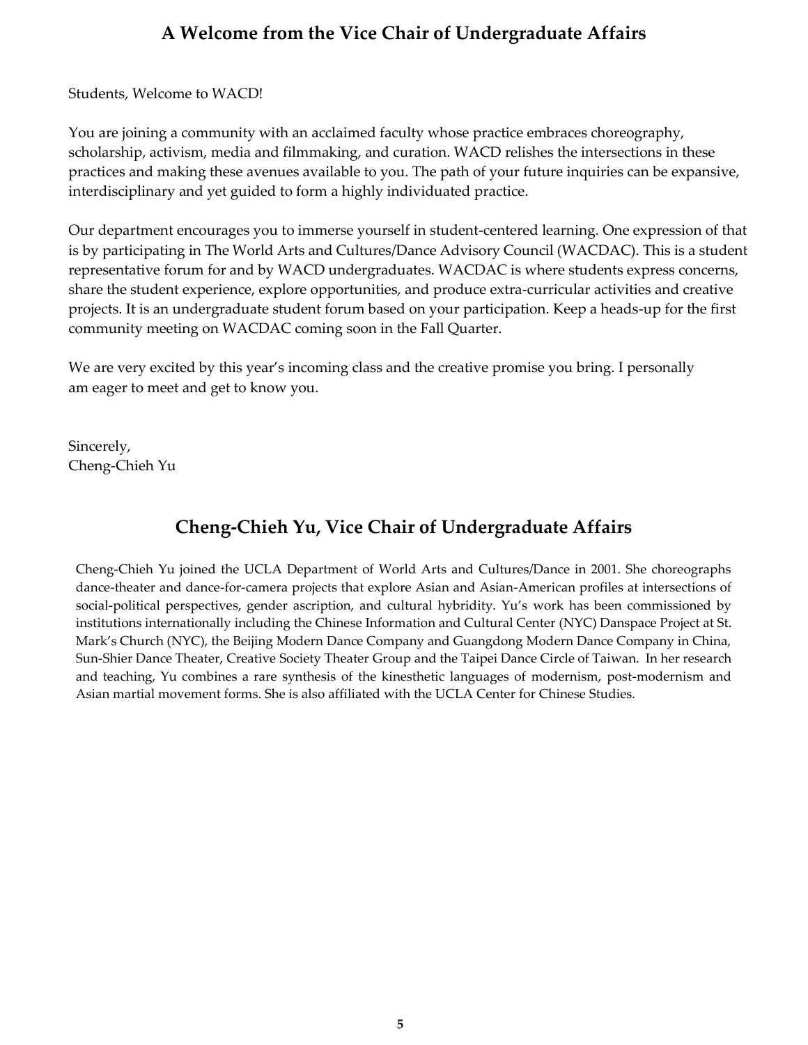# A Welcome from the Vice Chair of Undergraduate Affairs

Students, Welcome to WACD!

You are joining a community with an acclaimed faculty whose practice embraces choreography, scholarship, activism, media and filmmaking, and curation. WACD relishes the intersections in these practices and making these avenues available to you. The path of your future inquiries can be expansive, interdisciplinary and yet guided to form a highly individuated practice.

Our department encourages you to immerse yourself in student-centered learning. One expression of that is by participating in The World Arts and Cultures/Dance Advisory Council (WACDAC). This is a student representative forum for and by WACD undergraduates. WACDAC is where students express concerns, share the student experience, explore opportunities, and produce extra-curricular activities and creative projects. It is an undergraduate student forum based on your participation. Keep a heads-up for the first community meeting on WACDAC coming soon in the Fall Quarter.

We are very excited by this year's incoming class and the creative promise you bring. I personally am eager to meet and get to know you.

Sincerely,
Cheng-Chieh Yu

## Cheng-Chieh Yu, Vice Chair of Undergraduate Affairs

Cheng-Chieh Yu joined the UCLA Department of World Arts and Cultures/Dance in 2001. She choreographs dance-theater and dance-for-camera projects that explore Asian and Asian-American profiles at intersections of social-political perspectives, gender ascription, and cultural hybridity. Yu's work has been commissioned by institutions internationally including the Chinese Information and Cultural Center (NYC) Danspace Project at St. Mark's Church (NYC), the Beijing Modern Dance Company and Guangdong Modern Dance Company in China, Sun-Shier Dance Theater, Creative Society Theater Group and the Taipei Dance Circle of Taiwan. In her research and teaching, Yu combines a rare synthesis of the kinesthetic languages of modernism, post-modernism and Asian martial movement forms. She is also affiliated with the UCLA Center for Chinese Studies.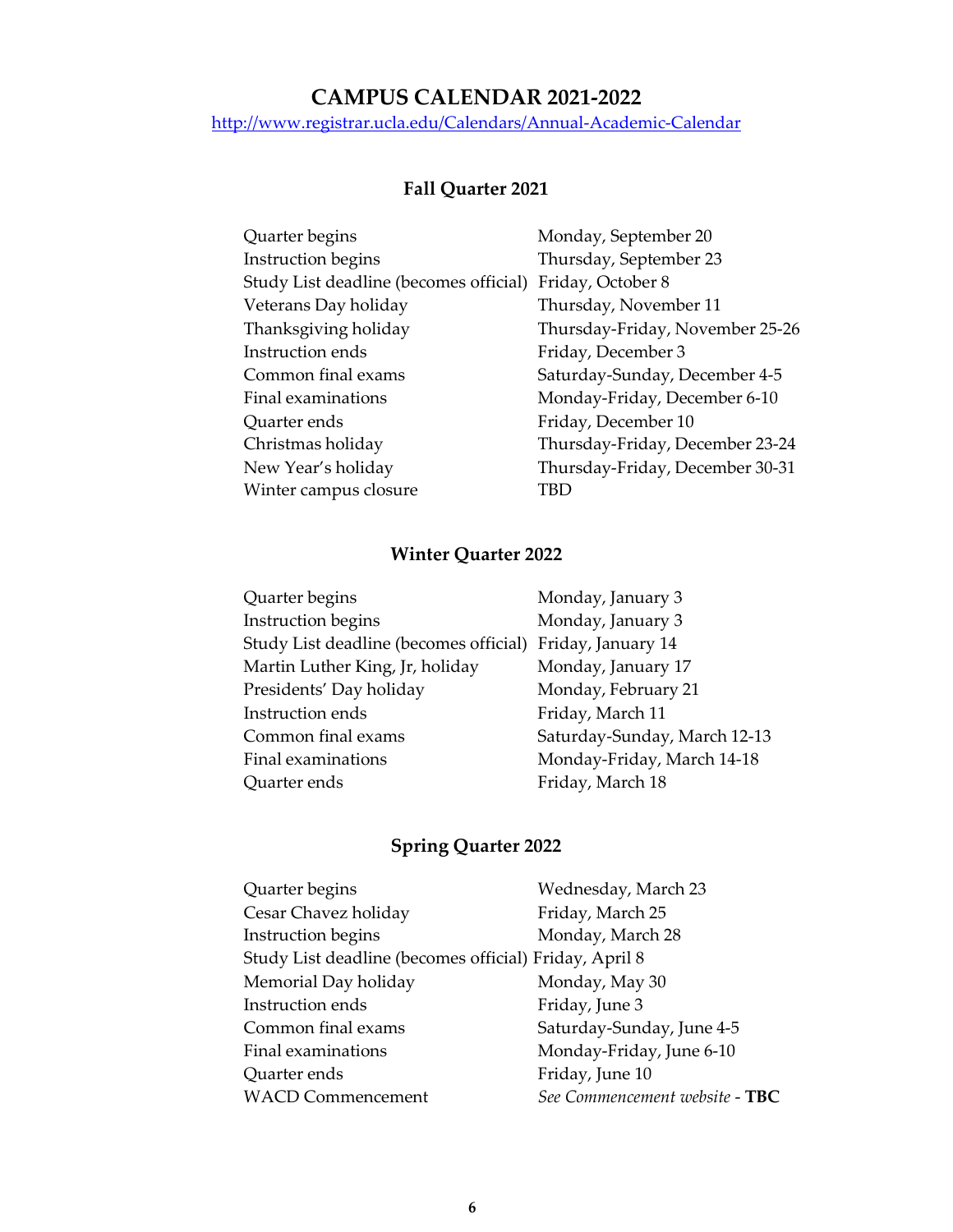# CAMPUS CALENDAR 2021-2022

http://www.registrar.ucla.edu/Calendars/Annual-Academic-Calendar

## Fall Quarter 2021

| | |
|---|---|
| Quarter begins | Monday, September 20 |
| Instruction begins | Thursday, September 23 |
| Study List deadline (becomes official) | Friday, October 8 |
| Veterans Day holiday | Thursday, November 11 |
| Thanksgiving holiday | Thursday-Friday, November 25-26 |
| Instruction ends | Friday, December 3 |
| Common final exams | Saturday-Sunday, December 4-5 |
| Final examinations | Monday-Friday, December 6-10 |
| Quarter ends | Friday, December 10 |
| Christmas holiday | Thursday-Friday, December 23-24 |
| New Year's holiday | Thursday-Friday, December 30-31 |
| Winter campus closure | TBD |

## Winter Quarter 2022

| | |
|---|---|
| Quarter begins | Monday, January 3 |
| Instruction begins | Monday, January 3 |
| Study List deadline (becomes official) | Friday, January 14 |
| Martin Luther King, Jr, holiday | Monday, January 17 |
| Presidents' Day holiday | Monday, February 21 |
| Instruction ends | Friday, March 11 |
| Common final exams | Saturday-Sunday, March 12-13 |
| Final examinations | Monday-Friday, March 14-18 |
| Quarter ends | Friday, March 18 |

## Spring Quarter 2022

| | |
|---|---|
| Quarter begins | Wednesday, March 23 |
| Cesar Chavez holiday | Friday, March 25 |
| Instruction begins | Monday, March 28 |
| Study List deadline (becomes official) | Friday, April 8 |
| Memorial Day holiday | Monday, May 30 |
| Instruction ends | Friday, June 3 |
| Common final exams | Saturday-Sunday, June 4-5 |
| Final examinations | Monday-Friday, June 6-10 |
| Quarter ends | Friday, June 10 |
| WACD Commencement | *See Commencement website* - **TBC** |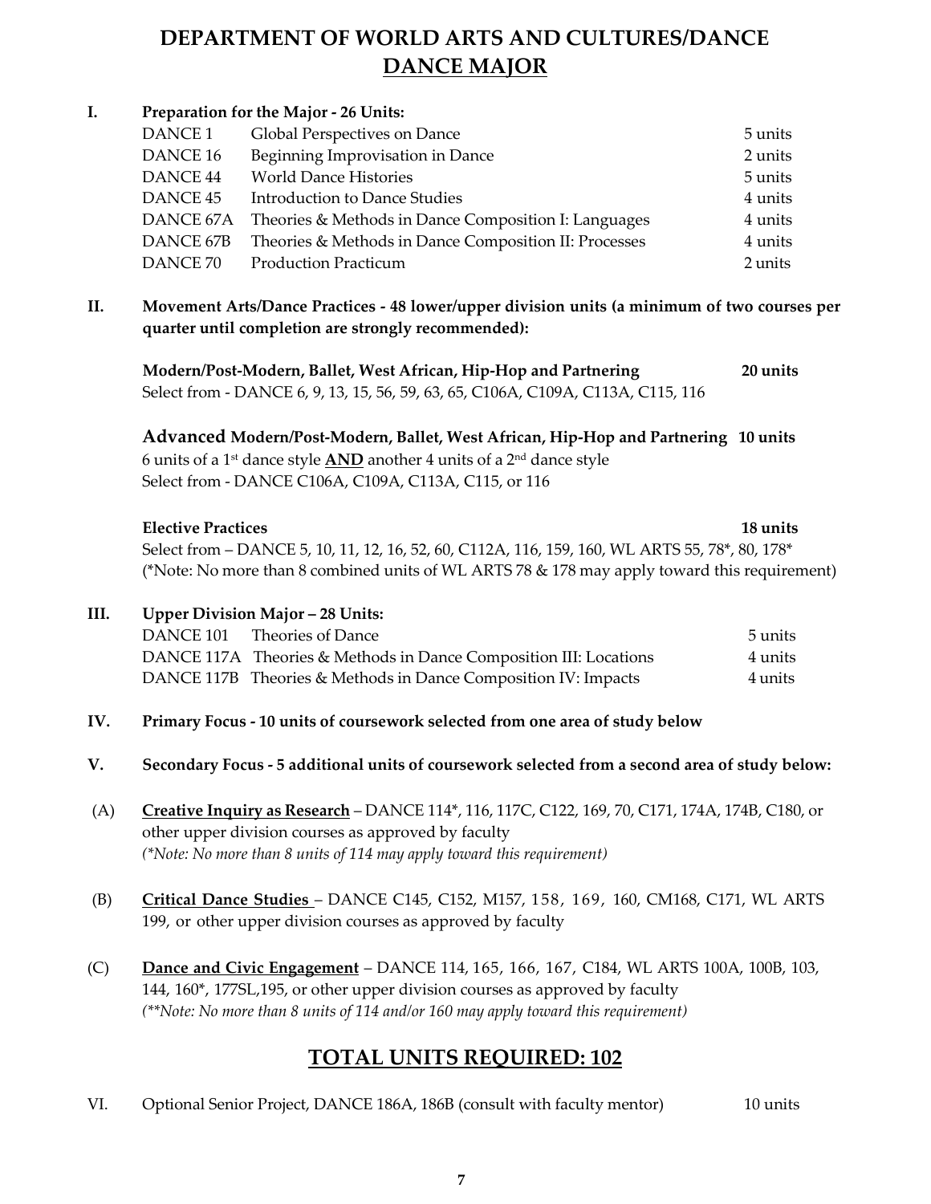# DEPARTMENT OF WORLD ARTS AND CULTURES/DANCE

## DANCE MAJOR

**I. Preparation for the Major - 26 Units:**

| | | |
|---|---|---|
| DANCE 1 | Global Perspectives on Dance | 5 units |
| DANCE 16 | Beginning Improvisation in Dance | 2 units |
| DANCE 44 | World Dance Histories | 5 units |
| DANCE 45 | Introduction to Dance Studies | 4 units |
| DANCE 67A | Theories & Methods in Dance Composition I: Languages | 4 units |
| DANCE 67B | Theories & Methods in Dance Composition II: Processes | 4 units |
| DANCE 70 | Production Practicum | 2 units |

**II. Movement Arts/Dance Practices - 48 lower/upper division units (a minimum of two courses per quarter until completion are strongly recommended):**

**Modern/Post-Modern, Ballet, West African, Hip-Hop and Partnering — 20 units**
Select from - DANCE 6, 9, 13, 15, 56, 59, 63, 65, C106A, C109A, C113A, C115, 116

**Advanced Modern/Post-Modern, Ballet, West African, Hip-Hop and Partnering — 10 units**
6 units of a 1st dance style **AND** another 4 units of a 2nd dance style
Select from - DANCE C106A, C109A, C113A, C115, or 116

**Elective Practices — 18 units**
Select from – DANCE 5, 10, 11, 12, 16, 52, 60, C112A, 116, 159, 160, WL ARTS 55, 78*, 80, 178*
(*Note: No more than 8 combined units of WL ARTS 78 & 178 may apply toward this requirement)

**III. Upper Division Major – 28 Units:**

| | | |
|---|---|---|
| DANCE 101 | Theories of Dance | 5 units |
| DANCE 117A | Theories & Methods in Dance Composition III: Locations | 4 units |
| DANCE 117B | Theories & Methods in Dance Composition IV: Impacts | 4 units |

**IV. Primary Focus - 10 units of coursework selected from one area of study below**

**V. Secondary Focus - 5 additional units of coursework selected from a second area of study below:**

(A) **Creative Inquiry as Research** – DANCE 114*, 116, 117C, C122, 169, 70, C171, 174A, 174B, C180, or other upper division courses as approved by faculty
*(*Note: No more than 8 units of 114 may apply toward this requirement)*

(B) **Critical Dance Studies** – DANCE C145, C152, M157, 158, 169, 160, CM168, C171, WL ARTS 199, or other upper division courses as approved by faculty

(C) **Dance and Civic Engagement** – DANCE 114, 165, 166, 167, C184, WL ARTS 100A, 100B, 103, 144, 160*, 177SL,195, or other upper division courses as approved by faculty
*(**Note: No more than 8 units of 114 and/or 160 may apply toward this requirement)*

## TOTAL UNITS REQUIRED: 102

VI. Optional Senior Project, DANCE 186A, 186B (consult with faculty mentor) — 10 units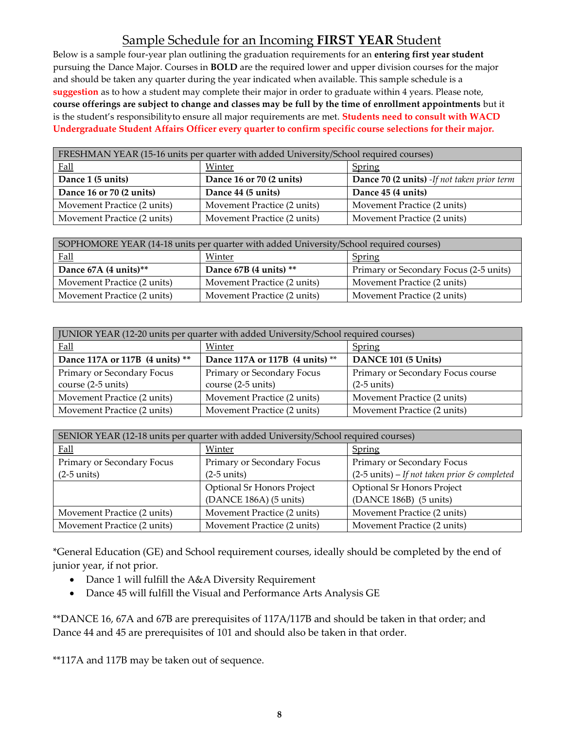# Sample Schedule for an Incoming **FIRST YEAR** Student

Below is a sample four-year plan outlining the graduation requirements for an **entering first year student** pursuing the Dance Major. Courses in **BOLD** are the required lower and upper division courses for the major and should be taken any quarter during the year indicated when available. This sample schedule is a **suggestion** as to how a student may complete their major in order to graduate within 4 years. Please note, **course offerings are subject to change and classes may be full by the time of enrollment appointments** but it is the student's responsibilityto ensure all major requirements are met. **Students need to consult with WACD Undergraduate Student Affairs Officer every quarter to confirm specific course selections for their major.**

| FRESHMAN YEAR (15-16 units per quarter with added University/School required courses) | | |
|---|---|---|
| Fall | Winter | Spring |
| **Dance 1 (5 units)** | **Dance 16 or 70 (2 units)** | **Dance 70 (2 units)** -*If not taken prior term* |
| **Dance 16 or 70 (2 units)** | **Dance 44 (5 units)** | **Dance 45 (4 units)** |
| Movement Practice (2 units) | Movement Practice (2 units) | Movement Practice (2 units) |
| Movement Practice (2 units) | Movement Practice (2 units) | Movement Practice (2 units) |

| SOPHOMORE YEAR (14-18 units per quarter with added University/School required courses) | | |
|---|---|---|
| Fall | Winter | Spring |
| **Dance 67A (4 units)\*\*** | **Dance 67B (4 units) \*\*** | Primary or Secondary Focus (2-5 units) |
| Movement Practice (2 units) | Movement Practice (2 units) | Movement Practice (2 units) |
| Movement Practice (2 units) | Movement Practice (2 units) | Movement Practice (2 units) |

| JUNIOR YEAR (12-20 units per quarter with added University/School required courses) | | |
|---|---|---|
| Fall | Winter | Spring |
| **Dance 117A or 117B (4 units) \*\*** | **Dance 117A or 117B (4 units) \*\*** | **DANCE 101 (5 Units)** |
| Primary or Secondary Focus course (2-5 units) | Primary or Secondary Focus course (2-5 units) | Primary or Secondary Focus course (2-5 units) |
| Movement Practice (2 units) | Movement Practice (2 units) | Movement Practice (2 units) |
| Movement Practice (2 units) | Movement Practice (2 units) | Movement Practice (2 units) |

| SENIOR YEAR (12-18 units per quarter with added University/School required courses) | | |
|---|---|---|
| Fall | Winter | Spring |
| Primary or Secondary Focus (2-5 units) | Primary or Secondary Focus (2-5 units) | Primary or Secondary Focus (2-5 units) – *If not taken prior & completed* |
| | Optional Sr Honors Project (DANCE 186A) (5 units) | Optional Sr Honors Project (DANCE 186B) (5 units) |
| Movement Practice (2 units) | Movement Practice (2 units) | Movement Practice (2 units) |
| Movement Practice (2 units) | Movement Practice (2 units) | Movement Practice (2 units) |

*General Education (GE) and School requirement courses, ideally should be completed by the end of junior year, if not prior.

- Dance 1 will fulfill the A&A Diversity Requirement
- Dance 45 will fulfill the Visual and Performance Arts Analysis GE

**DANCE 16, 67A and 67B are prerequisites of 117A/117B and should be taken in that order; and Dance 44 and 45 are prerequisites of 101 and should also be taken in that order.

**117A and 117B may be taken out of sequence.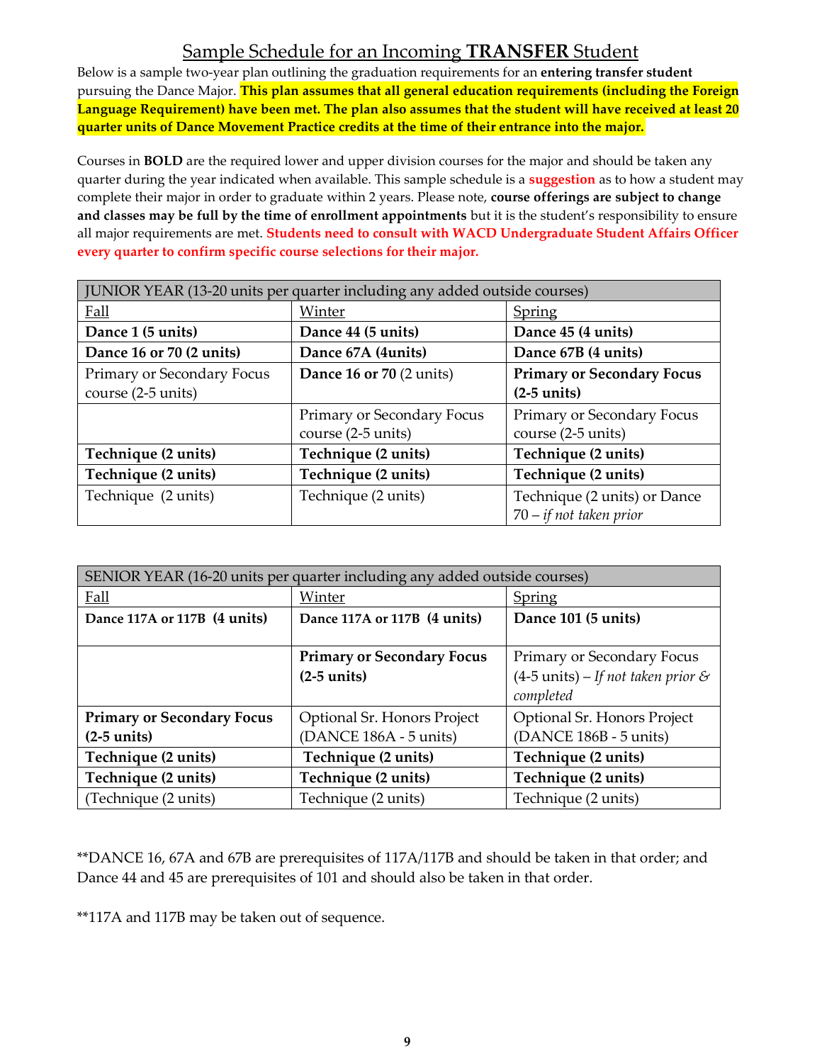## Sample Schedule for an Incoming **TRANSFER** Student

Below is a sample two-year plan outlining the graduation requirements for an **entering transfer student** pursuing the Dance Major. **This plan assumes that all general education requirements (including the Foreign Language Requirement) have been met. The plan also assumes that the student will have received at least 20 quarter units of Dance Movement Practice credits at the time of their entrance into the major.**

Courses in **BOLD** are the required lower and upper division courses for the major and should be taken any quarter during the year indicated when available. This sample schedule is a **suggestion** as to how a student may complete their major in order to graduate within 2 years. Please note, **course offerings are subject to change and classes may be full by the time of enrollment appointments** but it is the student's responsibility to ensure all major requirements are met. **Students need to consult with WACD Undergraduate Student Affairs Officer every quarter to confirm specific course selections for their major.**

| JUNIOR YEAR (13-20 units per quarter including any added outside courses) | | |
|---|---|---|
| Fall | Winter | Spring |
| **Dance 1 (5 units)** | **Dance 44 (5 units)** | **Dance 45 (4 units)** |
| **Dance 16 or 70 (2 units)** | **Dance 67A (4units)** | **Dance 67B (4 units)** |
| Primary or Secondary Focus course (2-5 units) | **Dance 16 or 70** (2 units) | **Primary or Secondary Focus (2-5 units)** |
| | Primary or Secondary Focus course (2-5 units) | Primary or Secondary Focus course (2-5 units) |
| **Technique (2 units)** | **Technique (2 units)** | **Technique (2 units)** |
| **Technique (2 units)** | **Technique (2 units)** | **Technique (2 units)** |
| Technique (2 units) | Technique (2 units) | Technique (2 units) or Dance 70 – *if not taken prior* |

| SENIOR YEAR (16-20 units per quarter including any added outside courses) | | |
|---|---|---|
| Fall | Winter | Spring |
| **Dance 117A or 117B (4 units)** | **Dance 117A or 117B (4 units)** | **Dance 101 (5 units)** |
| | **Primary or Secondary Focus (2-5 units)** | Primary or Secondary Focus (4-5 units) – *If not taken prior & completed* |
| **Primary or Secondary Focus (2-5 units)** | Optional Sr. Honors Project (DANCE 186A - 5 units) | Optional Sr. Honors Project (DANCE 186B - 5 units) |
| **Technique (2 units)** | **Technique (2 units)** | **Technique (2 units)** |
| **Technique (2 units)** | **Technique (2 units)** | **Technique (2 units)** |
| (Technique (2 units) | Technique (2 units) | Technique (2 units) |

**DANCE 16, 67A and 67B are prerequisites of 117A/117B and should be taken in that order; and Dance 44 and 45 are prerequisites of 101 and should also be taken in that order.

**117A and 117B may be taken out of sequence.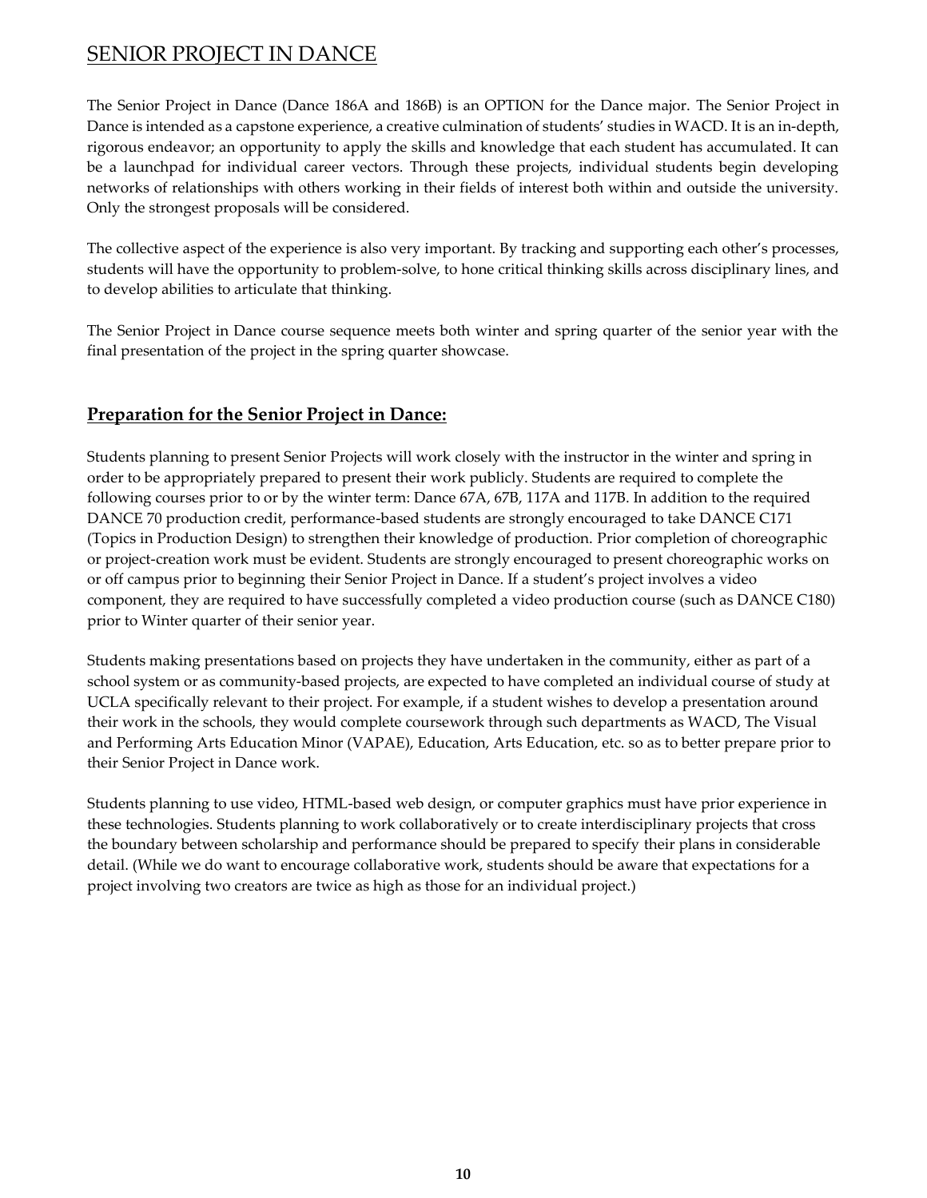# SENIOR PROJECT IN DANCE

The Senior Project in Dance (Dance 186A and 186B) is an OPTION for the Dance major. The Senior Project in Dance is intended as a capstone experience, a creative culmination of students' studies in WACD. It is an in-depth, rigorous endeavor; an opportunity to apply the skills and knowledge that each student has accumulated. It can be a launchpad for individual career vectors. Through these projects, individual students begin developing networks of relationships with others working in their fields of interest both within and outside the university. Only the strongest proposals will be considered.

The collective aspect of the experience is also very important. By tracking and supporting each other's processes, students will have the opportunity to problem-solve, to hone critical thinking skills across disciplinary lines, and to develop abilities to articulate that thinking.

The Senior Project in Dance course sequence meets both winter and spring quarter of the senior year with the final presentation of the project in the spring quarter showcase.

## Preparation for the Senior Project in Dance:

Students planning to present Senior Projects will work closely with the instructor in the winter and spring in order to be appropriately prepared to present their work publicly. Students are required to complete the following courses prior to or by the winter term: Dance 67A, 67B, 117A and 117B. In addition to the required DANCE 70 production credit, performance-based students are strongly encouraged to take DANCE C171 (Topics in Production Design) to strengthen their knowledge of production. Prior completion of choreographic or project-creation work must be evident. Students are strongly encouraged to present choreographic works on or off campus prior to beginning their Senior Project in Dance. If a student's project involves a video component, they are required to have successfully completed a video production course (such as DANCE C180) prior to Winter quarter of their senior year.

Students making presentations based on projects they have undertaken in the community, either as part of a school system or as community-based projects, are expected to have completed an individual course of study at UCLA specifically relevant to their project. For example, if a student wishes to develop a presentation around their work in the schools, they would complete coursework through such departments as WACD, The Visual and Performing Arts Education Minor (VAPAE), Education, Arts Education, etc. so as to better prepare prior to their Senior Project in Dance work.

Students planning to use video, HTML-based web design, or computer graphics must have prior experience in these technologies. Students planning to work collaboratively or to create interdisciplinary projects that cross the boundary between scholarship and performance should be prepared to specify their plans in considerable detail. (While we do want to encourage collaborative work, students should be aware that expectations for a project involving two creators are twice as high as those for an individual project.)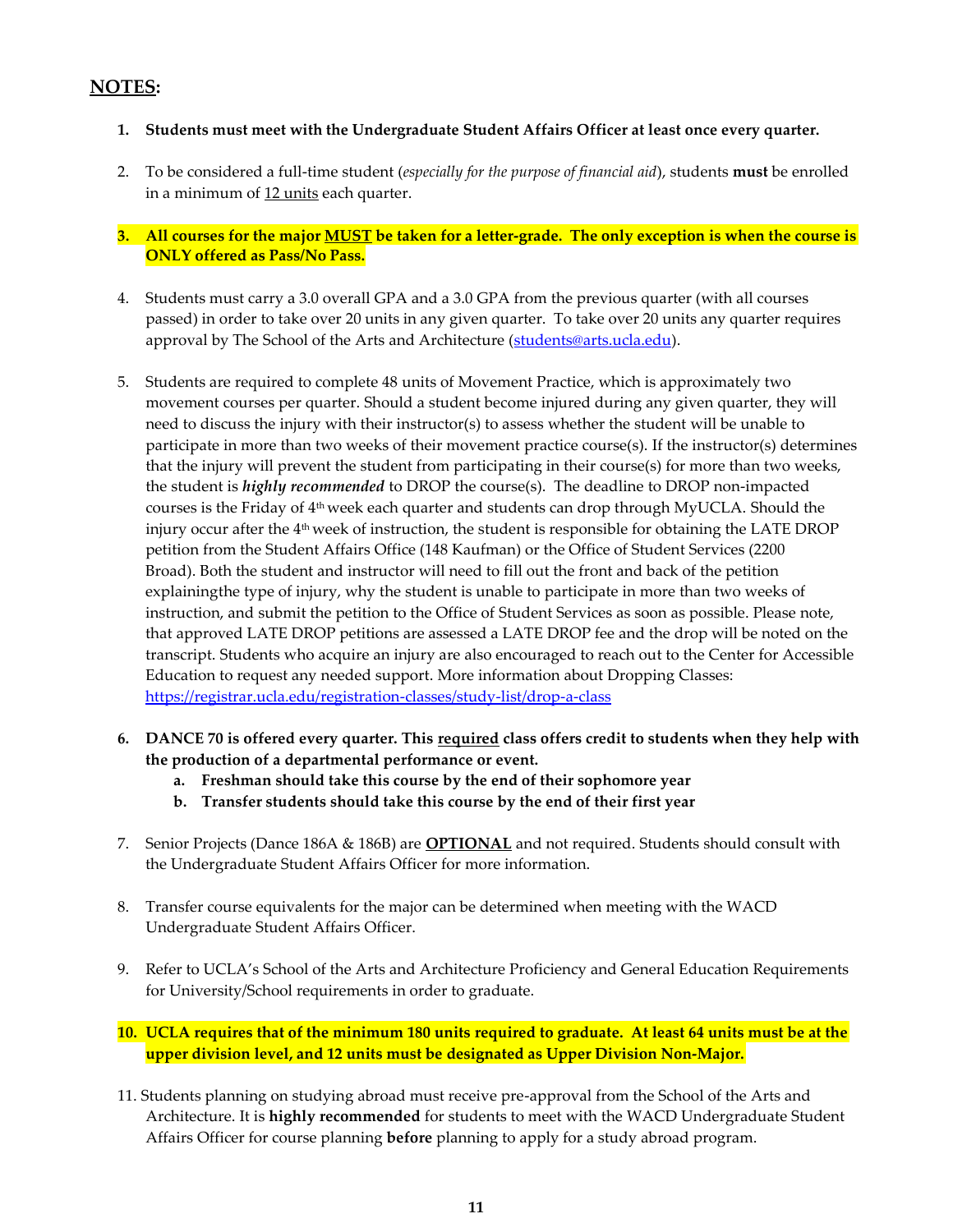## **NOTES:**

1. **Students must meet with the Undergraduate Student Affairs Officer at least once every quarter.**

2. To be considered a full-time student (*especially for the purpose of financial aid*), students **must** be enrolled in a minimum of 12 units each quarter.

3. **All courses for the major MUST be taken for a letter-grade. The only exception is when the course is ONLY offered as Pass/No Pass.**

4. Students must carry a 3.0 overall GPA and a 3.0 GPA from the previous quarter (with all courses passed) in order to take over 20 units in any given quarter. To take over 20 units any quarter requires approval by The School of the Arts and Architecture (students@arts.ucla.edu).

5. Students are required to complete 48 units of Movement Practice, which is approximately two movement courses per quarter. Should a student become injured during any given quarter, they will need to discuss the injury with their instructor(s) to assess whether the student will be unable to participate in more than two weeks of their movement practice course(s). If the instructor(s) determines that the injury will prevent the student from participating in their course(s) for more than two weeks, the student is ***highly recommended*** to DROP the course(s). The deadline to DROP non-impacted courses is the Friday of 4th week each quarter and students can drop through MyUCLA. Should the injury occur after the 4th week of instruction, the student is responsible for obtaining the LATE DROP petition from the Student Affairs Office (148 Kaufman) or the Office of Student Services (2200 Broad). Both the student and instructor will need to fill out the front and back of the petition explainingthe type of injury, why the student is unable to participate in more than two weeks of instruction, and submit the petition to the Office of Student Services as soon as possible. Please note, that approved LATE DROP petitions are assessed a LATE DROP fee and the drop will be noted on the transcript. Students who acquire an injury are also encouraged to reach out to the Center for Accessible Education to request any needed support. More information about Dropping Classes: https://registrar.ucla.edu/registration-classes/study-list/drop-a-class

6. **DANCE 70 is offered every quarter. This required class offers credit to students when they help with the production of a departmental performance or event.**
   a. **Freshman should take this course by the end of their sophomore year**
   b. **Transfer students should take this course by the end of their first year**

7. Senior Projects (Dance 186A & 186B) are **OPTIONAL** and not required. Students should consult with the Undergraduate Student Affairs Officer for more information.

8. Transfer course equivalents for the major can be determined when meeting with the WACD Undergraduate Student Affairs Officer.

9. Refer to UCLA's School of the Arts and Architecture Proficiency and General Education Requirements for University/School requirements in order to graduate.

10. **UCLA requires that of the minimum 180 units required to graduate. At least 64 units must be at the upper division level, and 12 units must be designated as Upper Division Non-Major.**

11. Students planning on studying abroad must receive pre-approval from the School of the Arts and Architecture. It is **highly recommended** for students to meet with the WACD Undergraduate Student Affairs Officer for course planning **before** planning to apply for a study abroad program.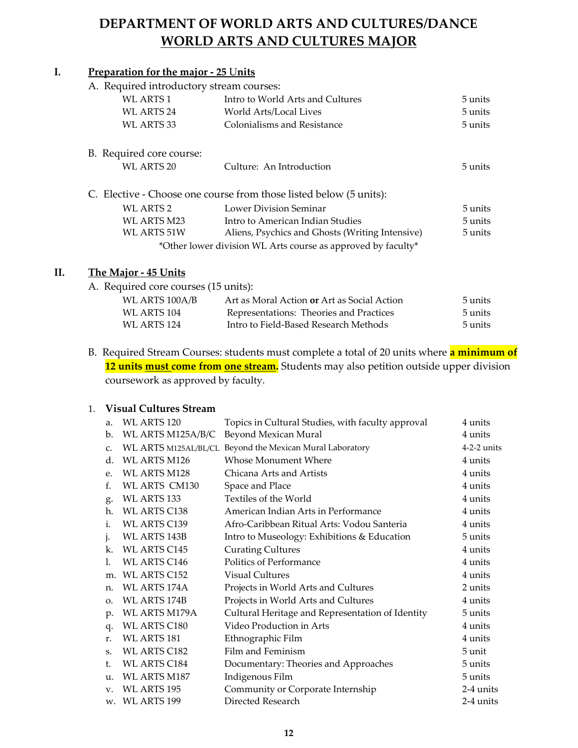# DEPARTMENT OF WORLD ARTS AND CULTURES/DANCE
## WORLD ARTS AND CULTURES MAJOR

**I. Preparation for the major - 25 Units**

A. Required introductory stream courses:

| | | |
|---|---|---|
| WL ARTS 1 | Intro to World Arts and Cultures | 5 units |
| WL ARTS 24 | World Arts/Local Lives | 5 units |
| WL ARTS 33 | Colonialisms and Resistance | 5 units |

B. Required core course:

| | | |
|---|---|---|
| WL ARTS 20 | Culture: An Introduction | 5 units |

C. Elective - Choose one course from those listed below (5 units):

| | | |
|---|---|---|
| WL ARTS 2 | Lower Division Seminar | 5 units |
| WL ARTS M23 | Intro to American Indian Studies | 5 units |
| WL ARTS 51W | Aliens, Psychics and Ghosts (Writing Intensive) | 5 units |

*Other lower division WL Arts course as approved by faculty*

**II. The Major - 45 Units**

A. Required core courses (15 units):

| | | |
|---|---|---|
| WL ARTS 100A/B | Art as Moral Action **or** Art as Social Action | 5 units |
| WL ARTS 104 | Representations: Theories and Practices | 5 units |
| WL ARTS 124 | Intro to Field-Based Research Methods | 5 units |

B. Required Stream Courses: students must complete a total of 20 units where **a minimum of 12 units must come from one stream.** Students may also petition outside upper division coursework as approved by faculty.

1. **Visual Cultures Stream**

| | Course | Title | Units |
|---|---|---|---|
| a. | WL ARTS 120 | Topics in Cultural Studies, with faculty approval | 4 units |
| b. | WL ARTS M125A/B/C | Beyond Mexican Mural | 4 units |
| c. | WL ARTS M125AL/BL/CL | Beyond the Mexican Mural Laboratory | 4-2-2 units |
| d. | WL ARTS M126 | Whose Monument Where | 4 units |
| e. | WL ARTS M128 | Chicana Arts and Artists | 4 units |
| f. | WL ARTS CM130 | Space and Place | 4 units |
| g. | WL ARTS 133 | Textiles of the World | 4 units |
| h. | WL ARTS C138 | American Indian Arts in Performance | 4 units |
| i. | WL ARTS C139 | Afro-Caribbean Ritual Arts: Vodou Santeria | 4 units |
| j. | WL ARTS 143B | Intro to Museology: Exhibitions & Education | 5 units |
| k. | WL ARTS C145 | Curating Cultures | 4 units |
| l. | WL ARTS C146 | Politics of Performance | 4 units |
| m. | WL ARTS C152 | Visual Cultures | 4 units |
| n. | WL ARTS 174A | Projects in World Arts and Cultures | 2 units |
| o. | WL ARTS 174B | Projects in World Arts and Cultures | 4 units |
| p. | WL ARTS M179A | Cultural Heritage and Representation of Identity | 5 units |
| q. | WL ARTS C180 | Video Production in Arts | 4 units |
| r. | WL ARTS 181 | Ethnographic Film | 4 units |
| s. | WL ARTS C182 | Film and Feminism | 5 unit |
| t. | WL ARTS C184 | Documentary: Theories and Approaches | 5 units |
| u. | WL ARTS M187 | Indigenous Film | 5 units |
| v. | WL ARTS 195 | Community or Corporate Internship | 2-4 units |
| w. | WL ARTS 199 | Directed Research | 2-4 units |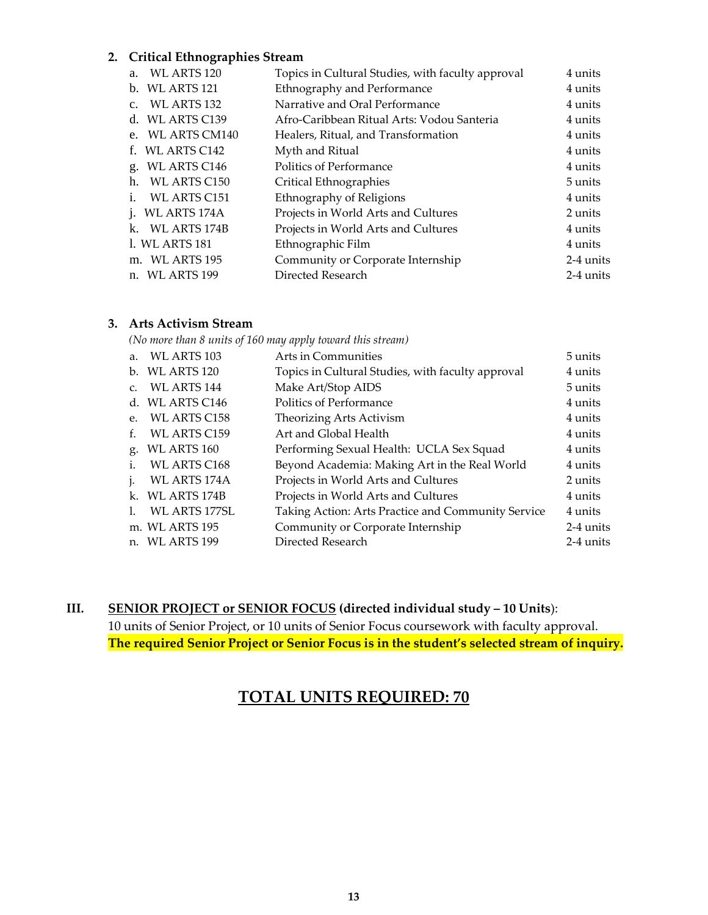### 2. Critical Ethnographies Stream

| | | |
|---|---|---|
| a. WL ARTS 120 | Topics in Cultural Studies, with faculty approval | 4 units |
| b. WL ARTS 121 | Ethnography and Performance | 4 units |
| c. WL ARTS 132 | Narrative and Oral Performance | 4 units |
| d. WL ARTS C139 | Afro-Caribbean Ritual Arts: Vodou Santeria | 4 units |
| e. WL ARTS CM140 | Healers, Ritual, and Transformation | 4 units |
| f. WL ARTS C142 | Myth and Ritual | 4 units |
| g. WL ARTS C146 | Politics of Performance | 4 units |
| h. WL ARTS C150 | Critical Ethnographies | 5 units |
| i. WL ARTS C151 | Ethnography of Religions | 4 units |
| j. WL ARTS 174A | Projects in World Arts and Cultures | 2 units |
| k. WL ARTS 174B | Projects in World Arts and Cultures | 4 units |
| l. WL ARTS 181 | Ethnographic Film | 4 units |
| m. WL ARTS 195 | Community or Corporate Internship | 2-4 units |
| n. WL ARTS 199 | Directed Research | 2-4 units |

### 3. Arts Activism Stream

*(No more than 8 units of 160 may apply toward this stream)*

| | | |
|---|---|---|
| a. WL ARTS 103 | Arts in Communities | 5 units |
| b. WL ARTS 120 | Topics in Cultural Studies, with faculty approval | 4 units |
| c. WL ARTS 144 | Make Art/Stop AIDS | 5 units |
| d. WL ARTS C146 | Politics of Performance | 4 units |
| e. WL ARTS C158 | Theorizing Arts Activism | 4 units |
| f. WL ARTS C159 | Art and Global Health | 4 units |
| g. WL ARTS 160 | Performing Sexual Health: UCLA Sex Squad | 4 units |
| i. WL ARTS C168 | Beyond Academia: Making Art in the Real World | 4 units |
| j. WL ARTS 174A | Projects in World Arts and Cultures | 2 units |
| k. WL ARTS 174B | Projects in World Arts and Cultures | 4 units |
| l. WL ARTS 177SL | Taking Action: Arts Practice and Community Service | 4 units |
| m. WL ARTS 195 | Community or Corporate Internship | 2-4 units |
| n. WL ARTS 199 | Directed Research | 2-4 units |

## III. SENIOR PROJECT or SENIOR FOCUS (directed individual study – 10 Units):

10 units of Senior Project, or 10 units of Senior Focus coursework with faculty approval.
**The required Senior Project or Senior Focus is in the student's selected stream of inquiry.**

## TOTAL UNITS REQUIRED: 70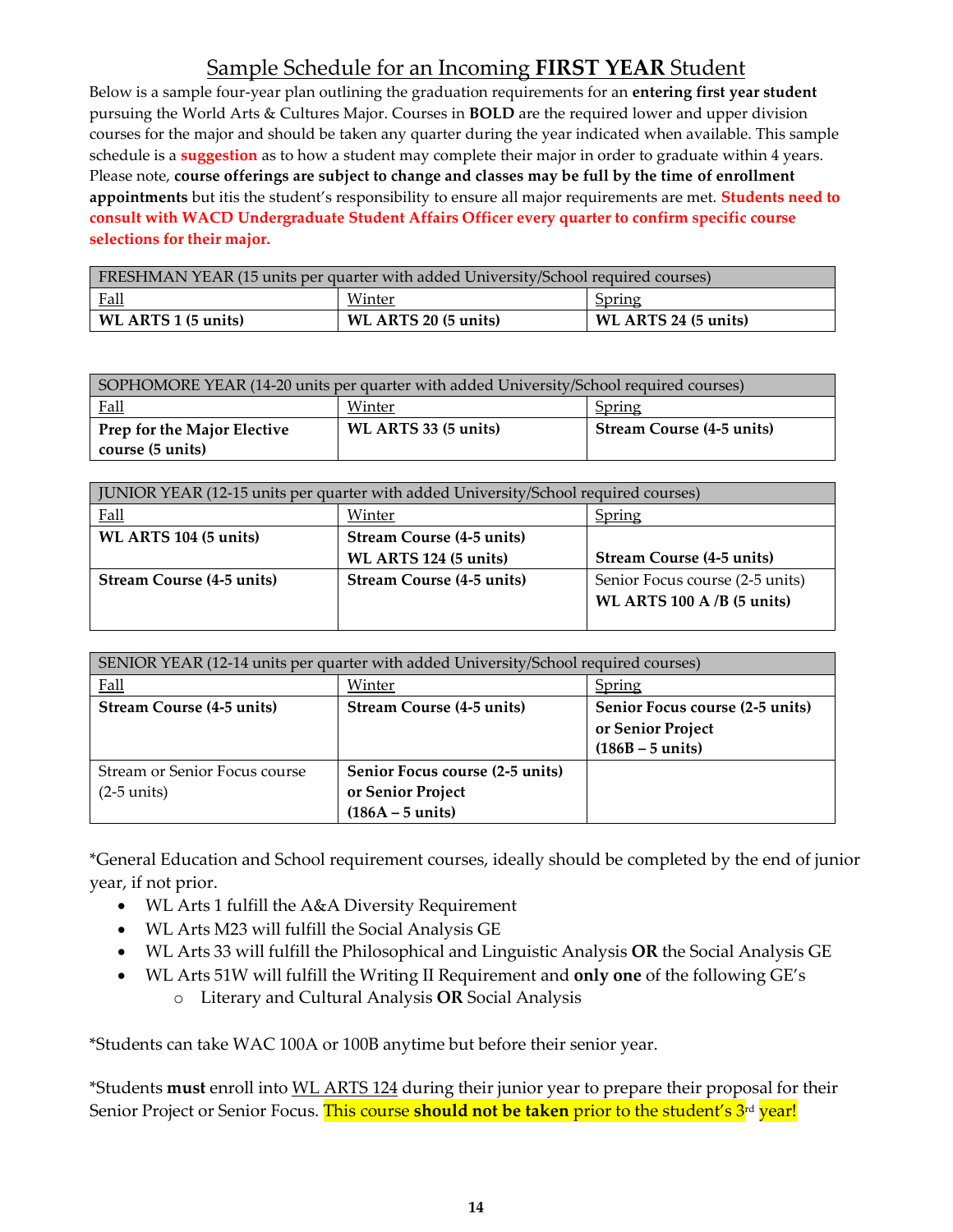# Sample Schedule for an Incoming **FIRST YEAR** Student

Below is a sample four-year plan outlining the graduation requirements for an **entering first year student** pursuing the World Arts & Cultures Major. Courses in **BOLD** are the required lower and upper division courses for the major and should be taken any quarter during the year indicated when available. This sample schedule is a **suggestion** as to how a student may complete their major in order to graduate within 4 years. Please note, **course offerings are subject to change and classes may be full by the time of enrollment appointments** but itis the student's responsibility to ensure all major requirements are met. **Students need to consult with WACD Undergraduate Student Affairs Officer every quarter to confirm specific course selections for their major.**

| FRESHMAN YEAR (15 units per quarter with added University/School required courses) | | |
|---|---|---|
| Fall | Winter | Spring |
| **WL ARTS 1 (5 units)** | **WL ARTS 20 (5 units)** | **WL ARTS 24 (5 units)** |

| SOPHOMORE YEAR (14-20 units per quarter with added University/School required courses) | | |
|---|---|---|
| Fall | Winter | Spring |
| **Prep for the Major Elective course (5 units)** | **WL ARTS 33 (5 units)** | **Stream Course (4-5 units)** |

| JUNIOR YEAR (12-15 units per quarter with added University/School required courses) | | |
|---|---|---|
| Fall | Winter | Spring |
| **WL ARTS 104 (5 units)** | **Stream Course (4-5 units)**<br>**WL ARTS 124 (5 units)** | **Stream Course (4-5 units)** |
| **Stream Course (4-5 units)** | **Stream Course (4-5 units)** | Senior Focus course (2-5 units)<br>**WL ARTS 100 A /B (5 units)** |

| SENIOR YEAR (12-14 units per quarter with added University/School required courses) | | |
|---|---|---|
| Fall | Winter | Spring |
| **Stream Course (4-5 units)** | **Stream Course (4-5 units)** | **Senior Focus course (2-5 units) or Senior Project (186B – 5 units)** |
| Stream or Senior Focus course (2-5 units) | **Senior Focus course (2-5 units) or Senior Project (186A – 5 units)** | |

*General Education and School requirement courses, ideally should be completed by the end of junior year, if not prior.

- WL Arts 1 fulfill the A&A Diversity Requirement
- WL Arts M23 will fulfill the Social Analysis GE
- WL Arts 33 will fulfill the Philosophical and Linguistic Analysis **OR** the Social Analysis GE
- WL Arts 51W will fulfill the Writing II Requirement and **only one** of the following GE's
  - Literary and Cultural Analysis **OR** Social Analysis

*Students can take WAC 100A or 100B anytime but before their senior year.

*Students **must** enroll into WL ARTS 124 during their junior year to prepare their proposal for their Senior Project or Senior Focus. This course **should not be taken** prior to the student's 3rd year!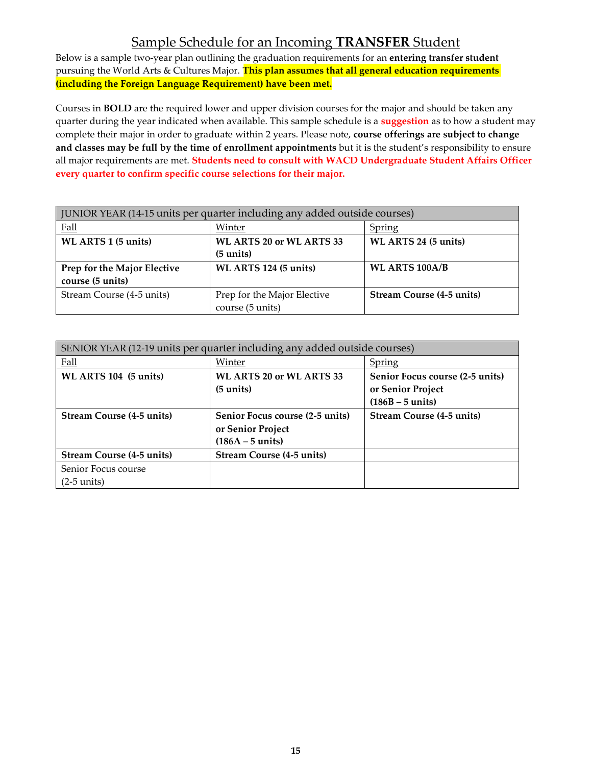# Sample Schedule for an Incoming **TRANSFER** Student

Below is a sample two-year plan outlining the graduation requirements for an **entering transfer student** pursuing the World Arts & Cultures Major. **This plan assumes that all general education requirements (including the Foreign Language Requirement) have been met.**

Courses in **BOLD** are the required lower and upper division courses for the major and should be taken any quarter during the year indicated when available. This sample schedule is a **suggestion** as to how a student may complete their major in order to graduate within 2 years. Please note, **course offerings are subject to change and classes may be full by the time of enrollment appointments** but it is the student's responsibility to ensure all major requirements are met. **Students need to consult with WACD Undergraduate Student Affairs Officer every quarter to confirm specific course selections for their major.**

| JUNIOR YEAR (14-15 units per quarter including any added outside courses) | | |
|---|---|---|
| Fall | Winter | Spring |
| **WL ARTS 1 (5 units)** | **WL ARTS 20 or WL ARTS 33 (5 units)** | **WL ARTS 24 (5 units)** |
| **Prep for the Major Elective course (5 units)** | **WL ARTS 124 (5 units)** | **WL ARTS 100A/B** |
| Stream Course (4-5 units) | Prep for the Major Elective course (5 units) | **Stream Course (4-5 units)** |

| SENIOR YEAR (12-19 units per quarter including any added outside courses) | | |
|---|---|---|
| Fall | Winter | Spring |
| **WL ARTS 104 (5 units)** | **WL ARTS 20 or WL ARTS 33 (5 units)** | **Senior Focus course (2-5 units) or Senior Project (186B – 5 units)** |
| **Stream Course (4-5 units)** | **Senior Focus course (2-5 units) or Senior Project (186A – 5 units)** | **Stream Course (4-5 units)** |
| **Stream Course (4-5 units)** | **Stream Course (4-5 units)** | |
| Senior Focus course (2-5 units) | | |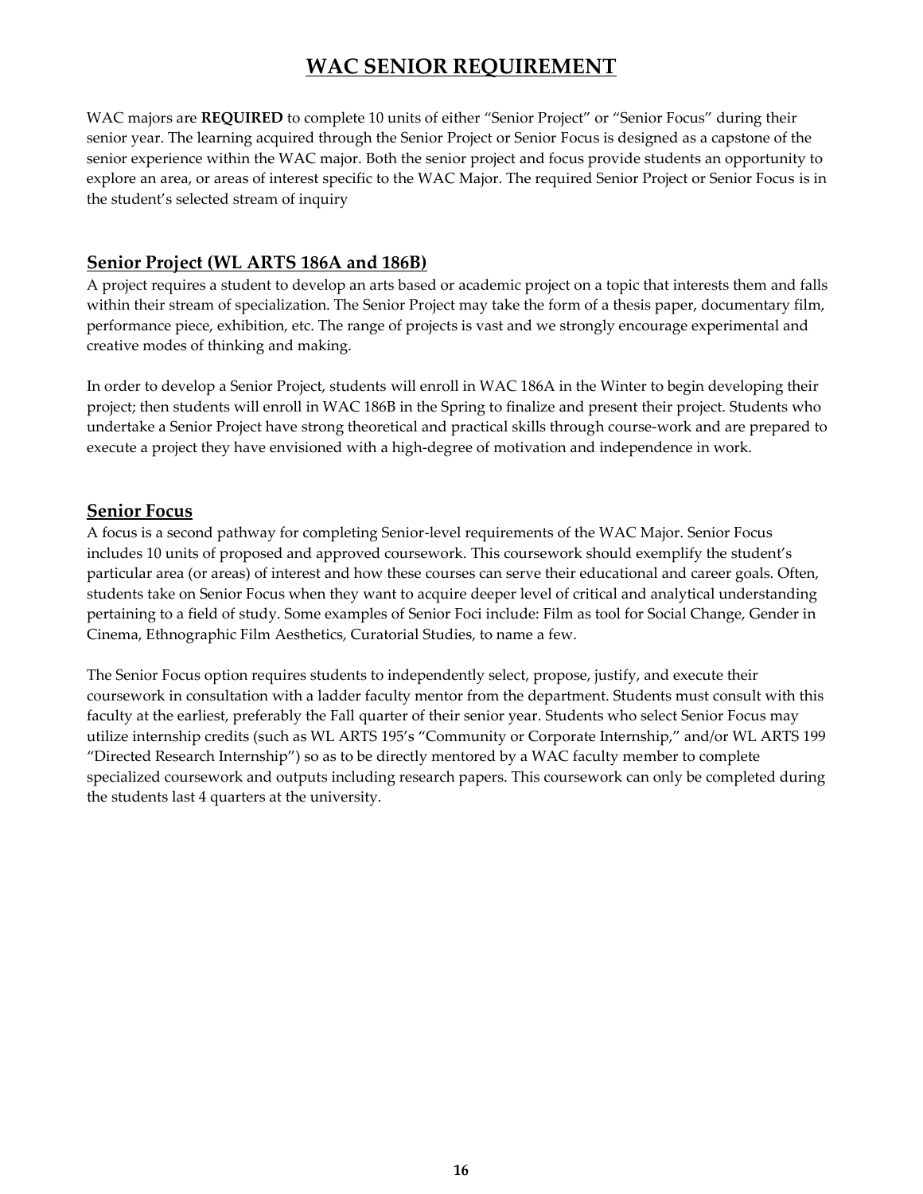# WAC SENIOR REQUIREMENT

WAC majors are **REQUIRED** to complete 10 units of either "Senior Project" or "Senior Focus" during their senior year. The learning acquired through the Senior Project or Senior Focus is designed as a capstone of the senior experience within the WAC major. Both the senior project and focus provide students an opportunity to explore an area, or areas of interest specific to the WAC Major. The required Senior Project or Senior Focus is in the student's selected stream of inquiry

## Senior Project (WL ARTS 186A and 186B)

A project requires a student to develop an arts based or academic project on a topic that interests them and falls within their stream of specialization. The Senior Project may take the form of a thesis paper, documentary film, performance piece, exhibition, etc. The range of projects is vast and we strongly encourage experimental and creative modes of thinking and making.

In order to develop a Senior Project, students will enroll in WAC 186A in the Winter to begin developing their project; then students will enroll in WAC 186B in the Spring to finalize and present their project. Students who undertake a Senior Project have strong theoretical and practical skills through course-work and are prepared to execute a project they have envisioned with a high-degree of motivation and independence in work.

## Senior Focus

A focus is a second pathway for completing Senior-level requirements of the WAC Major. Senior Focus includes 10 units of proposed and approved coursework. This coursework should exemplify the student's particular area (or areas) of interest and how these courses can serve their educational and career goals. Often, students take on Senior Focus when they want to acquire deeper level of critical and analytical understanding pertaining to a field of study. Some examples of Senior Foci include: Film as tool for Social Change, Gender in Cinema, Ethnographic Film Aesthetics, Curatorial Studies, to name a few.

The Senior Focus option requires students to independently select, propose, justify, and execute their coursework in consultation with a ladder faculty mentor from the department. Students must consult with this faculty at the earliest, preferably the Fall quarter of their senior year. Students who select Senior Focus may utilize internship credits (such as WL ARTS 195's "Community or Corporate Internship," and/or WL ARTS 199 "Directed Research Internship") so as to be directly mentored by a WAC faculty member to complete specialized coursework and outputs including research papers. This coursework can only be completed during the students last 4 quarters at the university.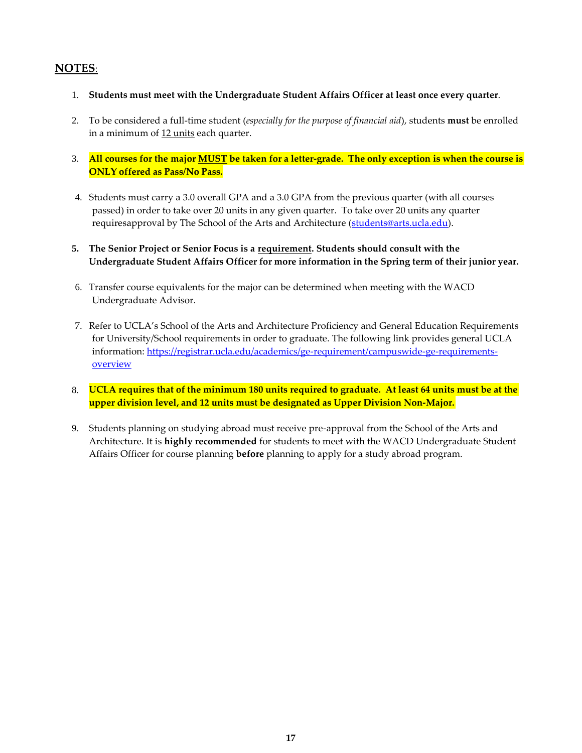**<u>NOTES</u>**:

1. **Students must meet with the Undergraduate Student Affairs Officer at least once every quarter**.

2. To be considered a full-time student (*especially for the purpose of financial aid*), students **must** be enrolled in a minimum of <u>12 units</u> each quarter.

3. **All courses for the major <u>MUST</u> be taken for a letter-grade. The only exception is when the course is ONLY offered as Pass/No Pass.**

4. Students must carry a 3.0 overall GPA and a 3.0 GPA from the previous quarter (with all courses passed) in order to take over 20 units in any given quarter. To take over 20 units any quarter requiresapproval by The School of the Arts and Architecture (students@arts.ucla.edu).

5. **The Senior Project or Senior Focus is a <u>requirement</u>. Students should consult with the Undergraduate Student Affairs Officer for more information in the Spring term of their junior year.**

6. Transfer course equivalents for the major can be determined when meeting with the WACD Undergraduate Advisor.

7. Refer to UCLA's School of the Arts and Architecture Proficiency and General Education Requirements for University/School requirements in order to graduate. The following link provides general UCLA information: https://registrar.ucla.edu/academics/ge-requirement/campuswide-ge-requirements-overview

8. **UCLA requires that of the minimum 180 units required to graduate. At least 64 units must be at the upper division level, and 12 units must be designated as Upper Division Non-Major.**

9. Students planning on studying abroad must receive pre-approval from the School of the Arts and Architecture. It is **highly recommended** for students to meet with the WACD Undergraduate Student Affairs Officer for course planning **before** planning to apply for a study abroad program.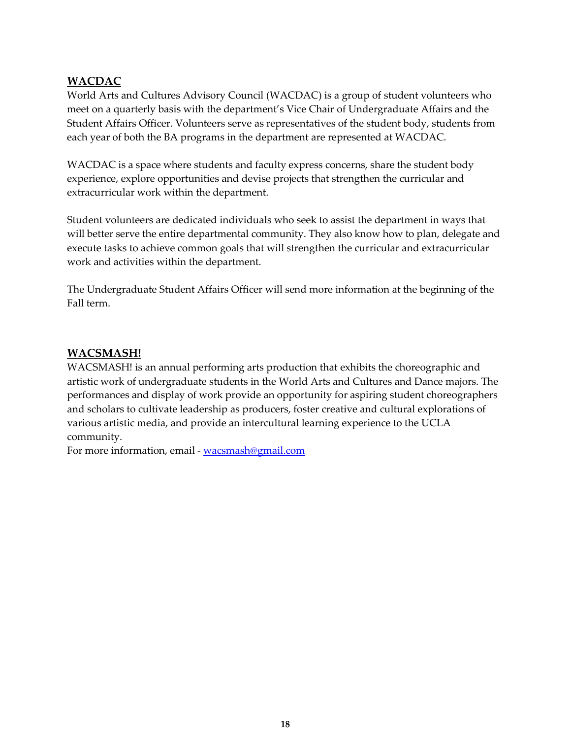## WACDAC

World Arts and Cultures Advisory Council (WACDAC) is a group of student volunteers who meet on a quarterly basis with the department's Vice Chair of Undergraduate Affairs and the Student Affairs Officer. Volunteers serve as representatives of the student body, students from each year of both the BA programs in the department are represented at WACDAC.

WACDAC is a space where students and faculty express concerns, share the student body experience, explore opportunities and devise projects that strengthen the curricular and extracurricular work within the department.

Student volunteers are dedicated individuals who seek to assist the department in ways that will better serve the entire departmental community. They also know how to plan, delegate and execute tasks to achieve common goals that will strengthen the curricular and extracurricular work and activities within the department.

The Undergraduate Student Affairs Officer will send more information at the beginning of the Fall term.

## WACSMASH!

WACSMASH! is an annual performing arts production that exhibits the choreographic and artistic work of undergraduate students in the World Arts and Cultures and Dance majors. The performances and display of work provide an opportunity for aspiring student choreographers and scholars to cultivate leadership as producers, foster creative and cultural explorations of various artistic media, and provide an intercultural learning experience to the UCLA community.
For more information, email - wacsmash@gmail.com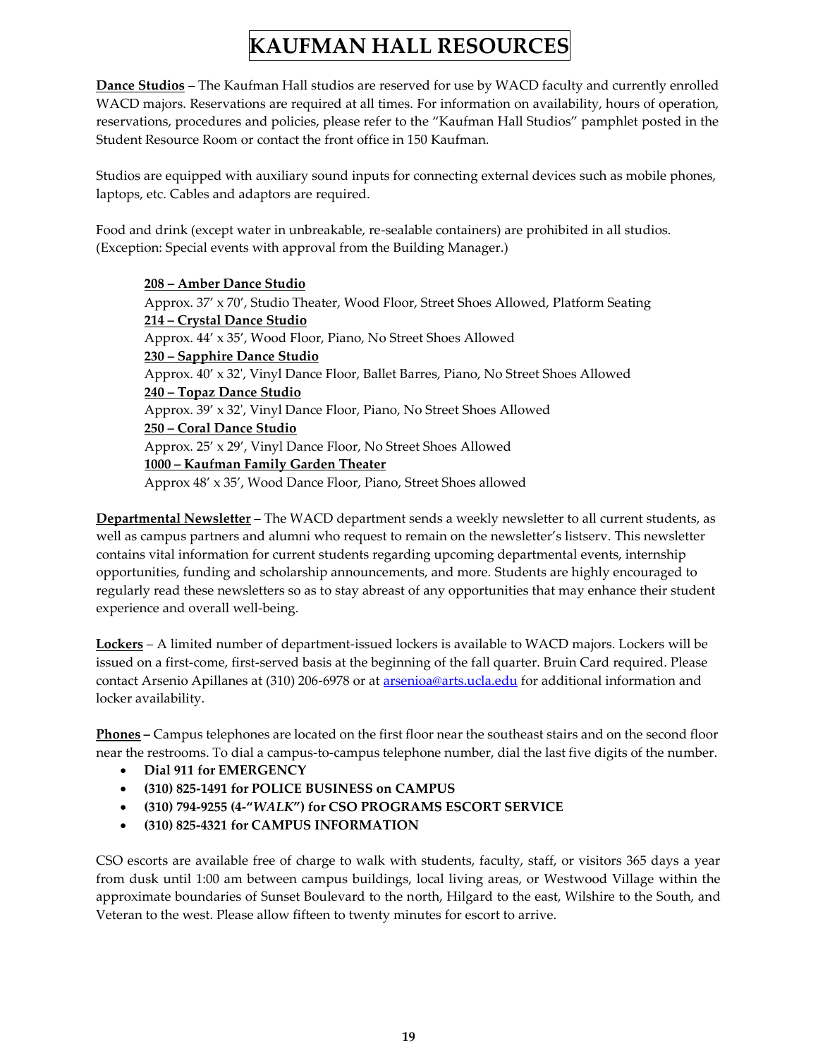# KAUFMAN HALL RESOURCES

**Dance Studios** – The Kaufman Hall studios are reserved for use by WACD faculty and currently enrolled WACD majors. Reservations are required at all times. For information on availability, hours of operation, reservations, procedures and policies, please refer to the "Kaufman Hall Studios" pamphlet posted in the Student Resource Room or contact the front office in 150 Kaufman.

Studios are equipped with auxiliary sound inputs for connecting external devices such as mobile phones, laptops, etc. Cables and adaptors are required.

Food and drink (except water in unbreakable, re-sealable containers) are prohibited in all studios. (Exception: Special events with approval from the Building Manager.)

**208 – Amber Dance Studio**
Approx. 37' x 70', Studio Theater, Wood Floor, Street Shoes Allowed, Platform Seating
**214 – Crystal Dance Studio**
Approx. 44' x 35', Wood Floor, Piano, No Street Shoes Allowed
**230 – Sapphire Dance Studio**
Approx. 40' x 32', Vinyl Dance Floor, Ballet Barres, Piano, No Street Shoes Allowed
**240 – Topaz Dance Studio**
Approx. 39' x 32', Vinyl Dance Floor, Piano, No Street Shoes Allowed
**250 – Coral Dance Studio**
Approx. 25' x 29', Vinyl Dance Floor, No Street Shoes Allowed
**1000 – Kaufman Family Garden Theater**
Approx 48' x 35', Wood Dance Floor, Piano, Street Shoes allowed

**Departmental Newsletter** – The WACD department sends a weekly newsletter to all current students, as well as campus partners and alumni who request to remain on the newsletter's listserv. This newsletter contains vital information for current students regarding upcoming departmental events, internship opportunities, funding and scholarship announcements, and more. Students are highly encouraged to regularly read these newsletters so as to stay abreast of any opportunities that may enhance their student experience and overall well-being.

**Lockers** – A limited number of department-issued lockers is available to WACD majors. Lockers will be issued on a first-come, first-served basis at the beginning of the fall quarter. Bruin Card required. Please contact Arsenio Apillanes at (310) 206-6978 or at arsenioa@arts.ucla.edu for additional information and locker availability.

**Phones** – Campus telephones are located on the first floor near the southeast stairs and on the second floor near the restrooms. To dial a campus-to-campus telephone number, dial the last five digits of the number.

- **Dial 911 for EMERGENCY**
- **(310) 825-1491 for POLICE BUSINESS on CAMPUS**
- **(310) 794-9255 (4-"*WALK*") for CSO PROGRAMS ESCORT SERVICE**
- **(310) 825-4321 for CAMPUS INFORMATION**

CSO escorts are available free of charge to walk with students, faculty, staff, or visitors 365 days a year from dusk until 1:00 am between campus buildings, local living areas, or Westwood Village within the approximate boundaries of Sunset Boulevard to the north, Hilgard to the east, Wilshire to the South, and Veteran to the west. Please allow fifteen to twenty minutes for escort to arrive.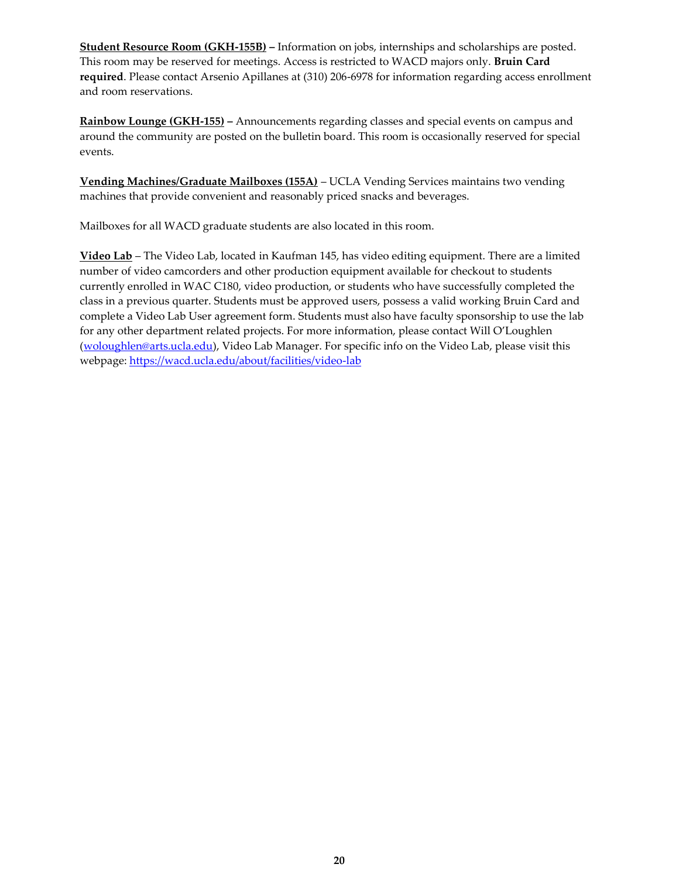**Student Resource Room (GKH-155B) –** Information on jobs, internships and scholarships are posted. This room may be reserved for meetings. Access is restricted to WACD majors only. **Bruin Card required**. Please contact Arsenio Apillanes at (310) 206-6978 for information regarding access enrollment and room reservations.

**Rainbow Lounge (GKH-155) –** Announcements regarding classes and special events on campus and around the community are posted on the bulletin board. This room is occasionally reserved for special events.

**Vending Machines/Graduate Mailboxes (155A)** – UCLA Vending Services maintains two vending machines that provide convenient and reasonably priced snacks and beverages.

Mailboxes for all WACD graduate students are also located in this room.

**Video Lab** – The Video Lab, located in Kaufman 145, has video editing equipment. There are a limited number of video camcorders and other production equipment available for checkout to students currently enrolled in WAC C180, video production, or students who have successfully completed the class in a previous quarter. Students must be approved users, possess a valid working Bruin Card and complete a Video Lab User agreement form. Students must also have faculty sponsorship to use the lab for any other department related projects. For more information, please contact Will O'Loughlen (woloughlen@arts.ucla.edu), Video Lab Manager. For specific info on the Video Lab, please visit this webpage: https://wacd.ucla.edu/about/facilities/video-lab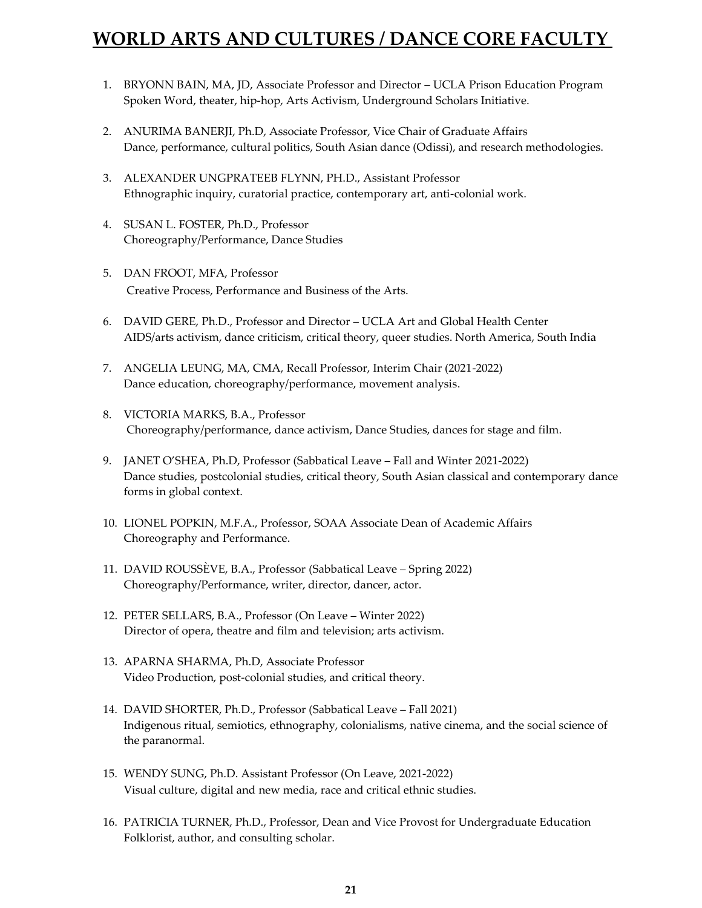# WORLD ARTS AND CULTURES / DANCE CORE FACULTY

1. BRYONN BAIN, MA, JD, Associate Professor and Director – UCLA Prison Education Program
   Spoken Word, theater, hip-hop, Arts Activism, Underground Scholars Initiative.

2. ANURIMA BANERJI, Ph.D, Associate Professor, Vice Chair of Graduate Affairs
   Dance, performance, cultural politics, South Asian dance (Odissi), and research methodologies.

3. ALEXANDER UNGPRATEEB FLYNN, PH.D., Assistant Professor
   Ethnographic inquiry, curatorial practice, contemporary art, anti-colonial work.

4. SUSAN L. FOSTER, Ph.D., Professor
   Choreography/Performance, Dance Studies

5. DAN FROOT, MFA, Professor
   Creative Process, Performance and Business of the Arts.

6. DAVID GERE, Ph.D., Professor and Director – UCLA Art and Global Health Center
   AIDS/arts activism, dance criticism, critical theory, queer studies. North America, South India

7. ANGELIA LEUNG, MA, CMA, Recall Professor, Interim Chair (2021-2022)
   Dance education, choreography/performance, movement analysis.

8. VICTORIA MARKS, B.A., Professor
   Choreography/performance, dance activism, Dance Studies, dances for stage and film.

9. JANET O'SHEA, Ph.D, Professor (Sabbatical Leave – Fall and Winter 2021-2022)
   Dance studies, postcolonial studies, critical theory, South Asian classical and contemporary dance forms in global context.

10. LIONEL POPKIN, M.F.A., Professor, SOAA Associate Dean of Academic Affairs
    Choreography and Performance.

11. DAVID ROUSSÈVE, B.A., Professor (Sabbatical Leave – Spring 2022)
    Choreography/Performance, writer, director, dancer, actor.

12. PETER SELLARS, B.A., Professor (On Leave – Winter 2022)
    Director of opera, theatre and film and television; arts activism.

13. APARNA SHARMA, Ph.D, Associate Professor
    Video Production, post-colonial studies, and critical theory.

14. DAVID SHORTER, Ph.D., Professor (Sabbatical Leave – Fall 2021)
    Indigenous ritual, semiotics, ethnography, colonialisms, native cinema, and the social science of the paranormal.

15. WENDY SUNG, Ph.D. Assistant Professor (On Leave, 2021-2022)
    Visual culture, digital and new media, race and critical ethnic studies.

16. PATRICIA TURNER, Ph.D., Professor, Dean and Vice Provost for Undergraduate Education
    Folklorist, author, and consulting scholar.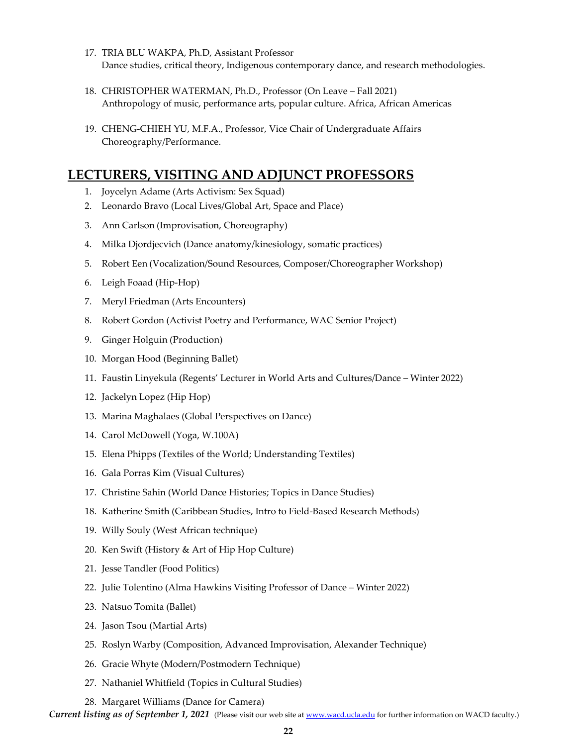17. TRIA BLU WAKPA, Ph.D, Assistant Professor
    Dance studies, critical theory, Indigenous contemporary dance, and research methodologies.

18. CHRISTOPHER WATERMAN, Ph.D., Professor (On Leave – Fall 2021)
    Anthropology of music, performance arts, popular culture. Africa, African Americas

19. CHENG-CHIEH YU, M.F.A., Professor, Vice Chair of Undergraduate Affairs
    Choreography/Performance.

## LECTURERS, VISITING AND ADJUNCT PROFESSORS

1. Joycelyn Adame (Arts Activism: Sex Squad)
2. Leonardo Bravo (Local Lives/Global Art, Space and Place)
3. Ann Carlson (Improvisation, Choreography)
4. Milka Djordjecvich (Dance anatomy/kinesiology, somatic practices)
5. Robert Een (Vocalization/Sound Resources, Composer/Choreographer Workshop)
6. Leigh Foaad (Hip-Hop)
7. Meryl Friedman (Arts Encounters)
8. Robert Gordon (Activist Poetry and Performance, WAC Senior Project)
9. Ginger Holguin (Production)
10. Morgan Hood (Beginning Ballet)
11. Faustin Linyekula (Regents' Lecturer in World Arts and Cultures/Dance – Winter 2022)
12. Jackelyn Lopez (Hip Hop)
13. Marina Maghalaes (Global Perspectives on Dance)
14. Carol McDowell (Yoga, W.100A)
15. Elena Phipps (Textiles of the World; Understanding Textiles)
16. Gala Porras Kim (Visual Cultures)
17. Christine Sahin (World Dance Histories; Topics in Dance Studies)
18. Katherine Smith (Caribbean Studies, Intro to Field-Based Research Methods)
19. Willy Souly (West African technique)
20. Ken Swift (History & Art of Hip Hop Culture)
21. Jesse Tandler (Food Politics)
22. Julie Tolentino (Alma Hawkins Visiting Professor of Dance – Winter 2022)
23. Natsuo Tomita (Ballet)
24. Jason Tsou (Martial Arts)
25. Roslyn Warby (Composition, Advanced Improvisation, Alexander Technique)
26. Gracie Whyte (Modern/Postmodern Technique)
27. Nathaniel Whitfield (Topics in Cultural Studies)
28. Margaret Williams (Dance for Camera)

***Current listing as of September 1, 2021*** (Please visit our web site at www.wacd.ucla.edu for further information on WACD faculty.)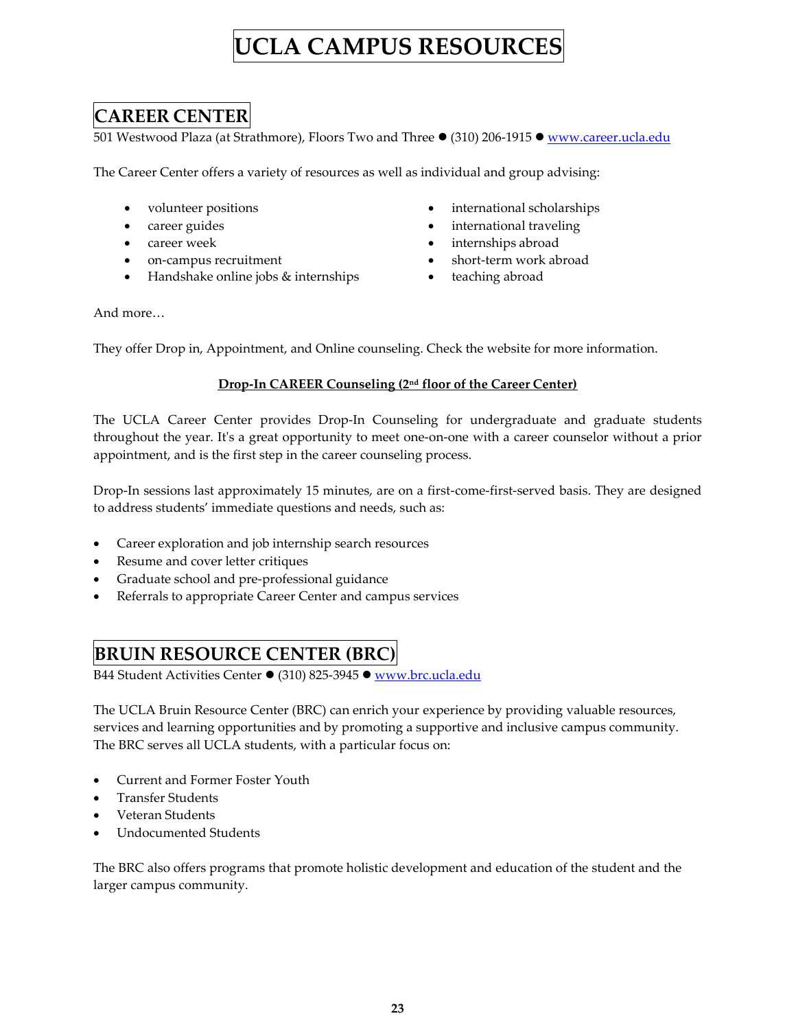# UCLA CAMPUS RESOURCES

## CAREER CENTER

501 Westwood Plaza (at Strathmore), Floors Two and Three ● (310) 206-1915 ● www.career.ucla.edu

The Career Center offers a variety of resources as well as individual and group advising:

- volunteer positions
- career guides
- career week
- on-campus recruitment
- Handshake online jobs & internships
- international scholarships
- international traveling
- internships abroad
- short-term work abroad
- teaching abroad

And more…

They offer Drop in, Appointment, and Online counseling. Check the website for more information.

**Drop-In CAREER Counseling (2nd floor of the Career Center)**

The UCLA Career Center provides Drop-In Counseling for undergraduate and graduate students throughout the year. It's a great opportunity to meet one-on-one with a career counselor without a prior appointment, and is the first step in the career counseling process.

Drop-In sessions last approximately 15 minutes, are on a first-come-first-served basis. They are designed to address students' immediate questions and needs, such as:

- Career exploration and job internship search resources
- Resume and cover letter critiques
- Graduate school and pre-professional guidance
- Referrals to appropriate Career Center and campus services

## BRUIN RESOURCE CENTER (BRC)

B44 Student Activities Center ● (310) 825-3945 ● www.brc.ucla.edu

The UCLA Bruin Resource Center (BRC) can enrich your experience by providing valuable resources, services and learning opportunities and by promoting a supportive and inclusive campus community. The BRC serves all UCLA students, with a particular focus on:

- Current and Former Foster Youth
- Transfer Students
- Veteran Students
- Undocumented Students

The BRC also offers programs that promote holistic development and education of the student and the larger campus community.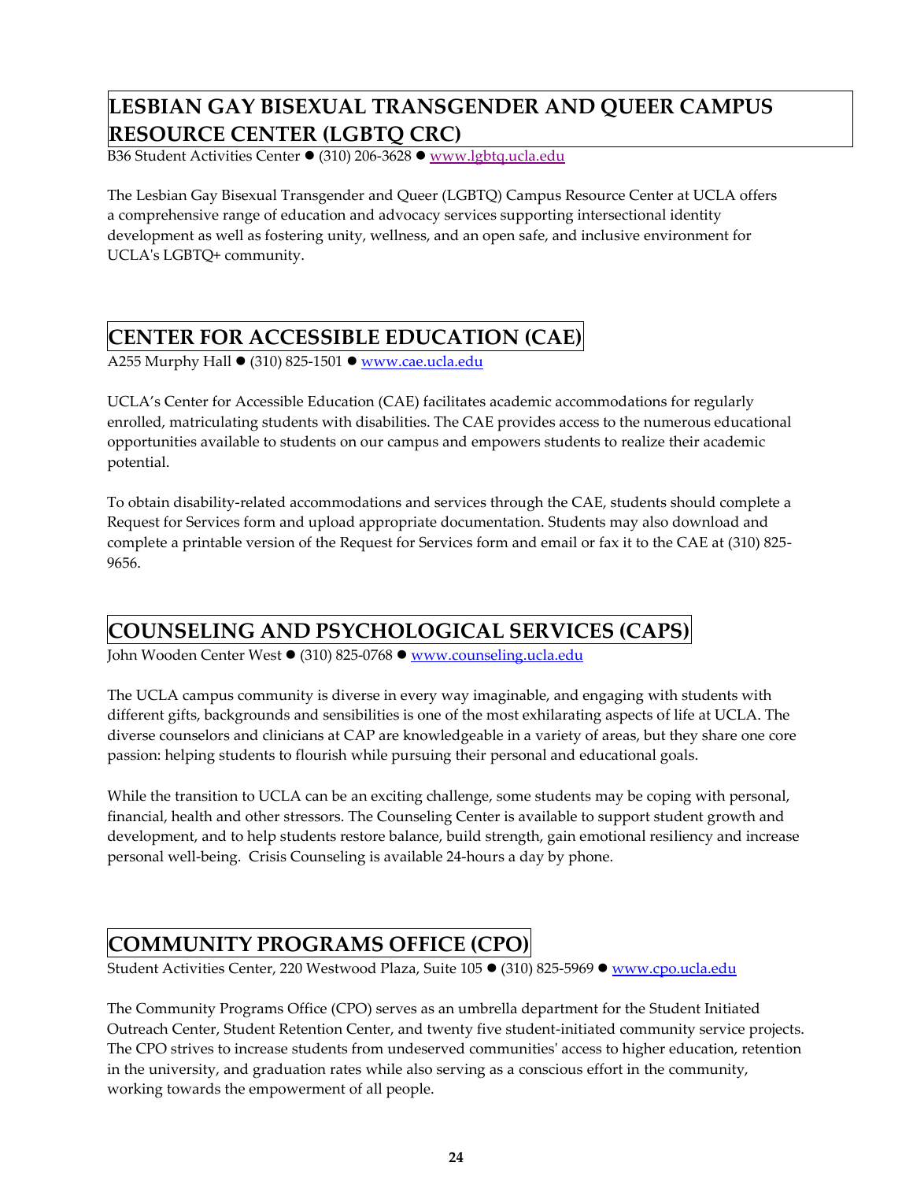## LESBIAN GAY BISEXUAL TRANSGENDER AND QUEER CAMPUS RESOURCE CENTER (LGBTQ CRC)

B36 Student Activities Center ● (310) 206-3628 ● www.lgbtq.ucla.edu

The Lesbian Gay Bisexual Transgender and Queer (LGBTQ) Campus Resource Center at UCLA offers a comprehensive range of education and advocacy services supporting intersectional identity development as well as fostering unity, wellness, and an open safe, and inclusive environment for UCLA's LGBTQ+ community.

## CENTER FOR ACCESSIBLE EDUCATION (CAE)

A255 Murphy Hall ● (310) 825-1501 ● www.cae.ucla.edu

UCLA's Center for Accessible Education (CAE) facilitates academic accommodations for regularly enrolled, matriculating students with disabilities. The CAE provides access to the numerous educational opportunities available to students on our campus and empowers students to realize their academic potential.

To obtain disability-related accommodations and services through the CAE, students should complete a Request for Services form and upload appropriate documentation. Students may also download and complete a printable version of the Request for Services form and email or fax it to the CAE at (310) 825-9656.

## COUNSELING AND PSYCHOLOGICAL SERVICES (CAPS)

John Wooden Center West ● (310) 825-0768 ● www.counseling.ucla.edu

The UCLA campus community is diverse in every way imaginable, and engaging with students with different gifts, backgrounds and sensibilities is one of the most exhilarating aspects of life at UCLA. The diverse counselors and clinicians at CAP are knowledgeable in a variety of areas, but they share one core passion: helping students to flourish while pursuing their personal and educational goals.

While the transition to UCLA can be an exciting challenge, some students may be coping with personal, financial, health and other stressors. The Counseling Center is available to support student growth and development, and to help students restore balance, build strength, gain emotional resiliency and increase personal well-being. Crisis Counseling is available 24-hours a day by phone.

## COMMUNITY PROGRAMS OFFICE (CPO)

Student Activities Center, 220 Westwood Plaza, Suite 105 ● (310) 825-5969 ● www.cpo.ucla.edu

The Community Programs Office (CPO) serves as an umbrella department for the Student Initiated Outreach Center, Student Retention Center, and twenty five student-initiated community service projects. The CPO strives to increase students from undeserved communities' access to higher education, retention in the university, and graduation rates while also serving as a conscious effort in the community, working towards the empowerment of all people.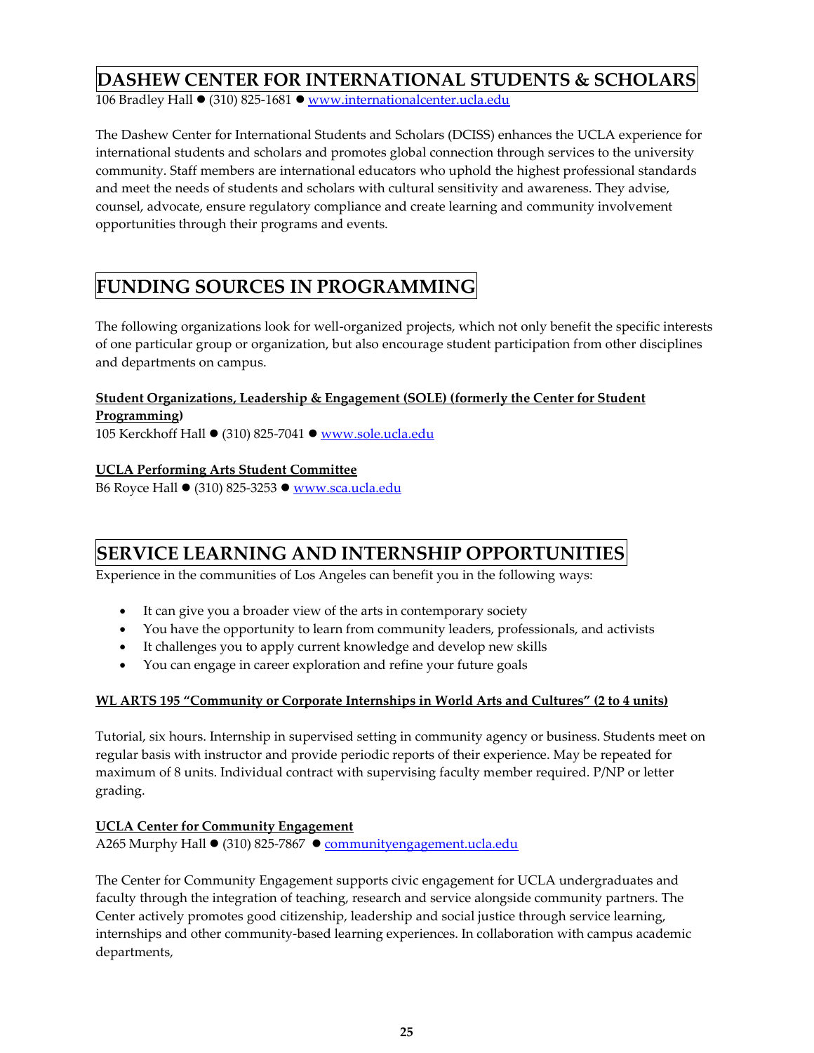# DASHEW CENTER FOR INTERNATIONAL STUDENTS & SCHOLARS

106 Bradley Hall ● (310) 825-1681 ● www.internationalcenter.ucla.edu

The Dashew Center for International Students and Scholars (DCISS) enhances the UCLA experience for international students and scholars and promotes global connection through services to the university community. Staff members are international educators who uphold the highest professional standards and meet the needs of students and scholars with cultural sensitivity and awareness. They advise, counsel, advocate, ensure regulatory compliance and create learning and community involvement opportunities through their programs and events.

# FUNDING SOURCES IN PROGRAMMING

The following organizations look for well-organized projects, which not only benefit the specific interests of one particular group or organization, but also encourage student participation from other disciplines and departments on campus.

**Student Organizations, Leadership & Engagement (SOLE) (formerly the Center for Student Programming)**
105 Kerckhoff Hall ● (310) 825-7041 ● www.sole.ucla.edu

**UCLA Performing Arts Student Committee**
B6 Royce Hall ● (310) 825-3253 ● www.sca.ucla.edu

# SERVICE LEARNING AND INTERNSHIP OPPORTUNITIES

Experience in the communities of Los Angeles can benefit you in the following ways:

- It can give you a broader view of the arts in contemporary society
- You have the opportunity to learn from community leaders, professionals, and activists
- It challenges you to apply current knowledge and develop new skills
- You can engage in career exploration and refine your future goals

**WL ARTS 195 "Community or Corporate Internships in World Arts and Cultures" (2 to 4 units)**

Tutorial, six hours. Internship in supervised setting in community agency or business. Students meet on regular basis with instructor and provide periodic reports of their experience. May be repeated for maximum of 8 units. Individual contract with supervising faculty member required. P/NP or letter grading.

**UCLA Center for Community Engagement**
A265 Murphy Hall ● (310) 825-7867 ● communityengagement.ucla.edu

The Center for Community Engagement supports civic engagement for UCLA undergraduates and faculty through the integration of teaching, research and service alongside community partners. The Center actively promotes good citizenship, leadership and social justice through service learning, internships and other community-based learning experiences. In collaboration with campus academic departments,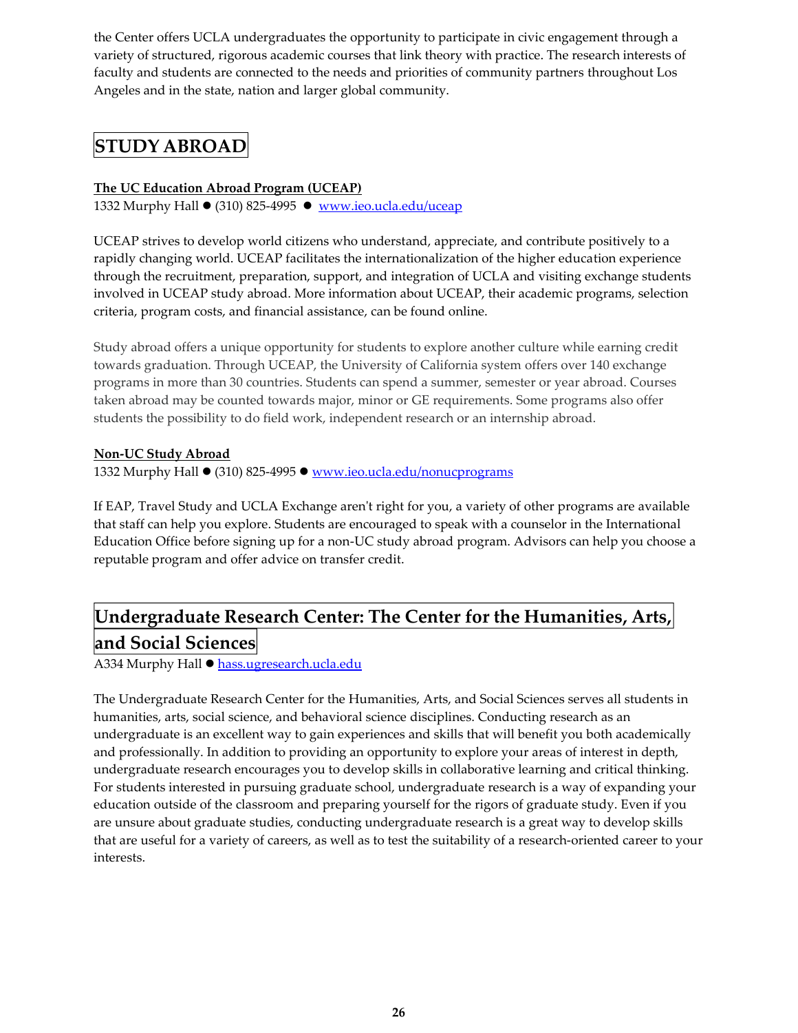the Center offers UCLA undergraduates the opportunity to participate in civic engagement through a variety of structured, rigorous academic courses that link theory with practice. The research interests of faculty and students are connected to the needs and priorities of community partners throughout Los Angeles and in the state, nation and larger global community.

## STUDY ABROAD

**The UC Education Abroad Program (UCEAP)**
1332 Murphy Hall ● (310) 825-4995 ● www.ieo.ucla.edu/uceap

UCEAP strives to develop world citizens who understand, appreciate, and contribute positively to a rapidly changing world. UCEAP facilitates the internationalization of the higher education experience through the recruitment, preparation, support, and integration of UCLA and visiting exchange students involved in UCEAP study abroad. More information about UCEAP, their academic programs, selection criteria, program costs, and financial assistance, can be found online.

Study abroad offers a unique opportunity for students to explore another culture while earning credit towards graduation. Through UCEAP, the University of California system offers over 140 exchange programs in more than 30 countries. Students can spend a summer, semester or year abroad. Courses taken abroad may be counted towards major, minor or GE requirements. Some programs also offer students the possibility to do field work, independent research or an internship abroad.

**Non-UC Study Abroad**
1332 Murphy Hall ● (310) 825-4995 ● www.ieo.ucla.edu/nonucprograms

If EAP, Travel Study and UCLA Exchange aren't right for you, a variety of other programs are available that staff can help you explore. Students are encouraged to speak with a counselor in the International Education Office before signing up for a non-UC study abroad program. Advisors can help you choose a reputable program and offer advice on transfer credit.

## Undergraduate Research Center: The Center for the Humanities, Arts, and Social Sciences

A334 Murphy Hall ● hass.ugresearch.ucla.edu

The Undergraduate Research Center for the Humanities, Arts, and Social Sciences serves all students in humanities, arts, social science, and behavioral science disciplines. Conducting research as an undergraduate is an excellent way to gain experiences and skills that will benefit you both academically and professionally. In addition to providing an opportunity to explore your areas of interest in depth, undergraduate research encourages you to develop skills in collaborative learning and critical thinking. For students interested in pursuing graduate school, undergraduate research is a way of expanding your education outside of the classroom and preparing yourself for the rigors of graduate study. Even if you are unsure about graduate studies, conducting undergraduate research is a great way to develop skills that are useful for a variety of careers, as well as to test the suitability of a research-oriented career to your interests.